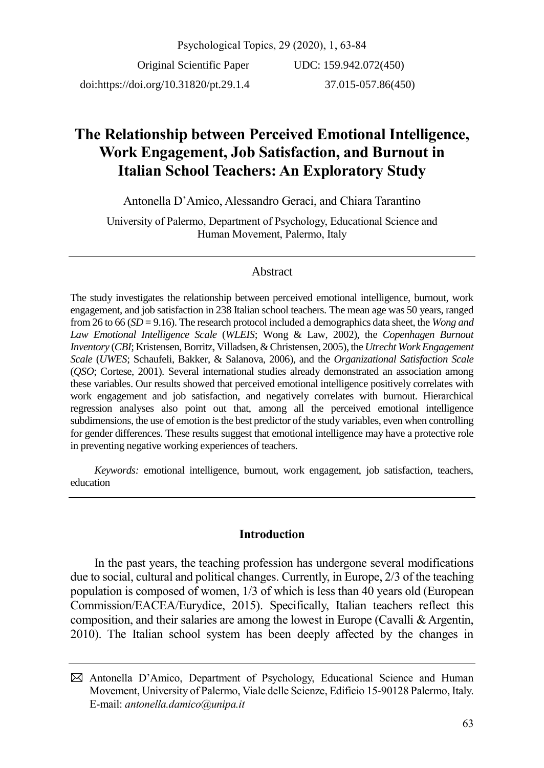Original Scientific Paper

doi:https://doi.org/10.31820/pt.29.1.4

UDC: 159.942.072(450)
37.015-057.86(450)

# The Relationship between Perceived Emotional Intelligence, Work Engagement, Job Satisfaction, and Burnout in Italian School Teachers: An Exploratory Study

Antonella D'Amico, Alessandro Geraci, and Chiara Tarantino

University of Palermo, Department of Psychology, Educational Science and Human Movement, Palermo, Italy

## Abstract

The study investigates the relationship between perceived emotional intelligence, burnout, work engagement, and job satisfaction in 238 Italian school teachers. The mean age was 50 years, ranged from 26 to 66 (*SD* = 9.16). The research protocol included a demographics data sheet, the *Wong and Law Emotional Intelligence Scale* (*WLEIS*; Wong & Law, 2002), the *Copenhagen Burnout Inventory* (*CBI*; Kristensen, Borritz, Villadsen, & Christensen, 2005), the *Utrecht Work Engagement Scale* (*UWES*; Schaufeli, Bakker, & Salanova, 2006), and the *Organizational Satisfaction Scale* (*QSO*; Cortese, 2001). Several international studies already demonstrated an association among these variables. Our results showed that perceived emotional intelligence positively correlates with work engagement and job satisfaction, and negatively correlates with burnout. Hierarchical regression analyses also point out that, among all the perceived emotional intelligence subdimensions, the use of emotion is the best predictor of the study variables, even when controlling for gender differences. These results suggest that emotional intelligence may have a protective role in preventing negative working experiences of teachers.

*Keywords:* emotional intelligence, burnout, work engagement, job satisfaction, teachers, education

## Introduction

In the past years, the teaching profession has undergone several modifications due to social, cultural and political changes. Currently, in Europe, 2/3 of the teaching population is composed of women, 1/3 of which is less than 40 years old (European Commission/EACEA/Eurydice, 2015). Specifically, Italian teachers reflect this composition, and their salaries are among the lowest in Europe (Cavalli & Argentin, 2010). The Italian school system has been deeply affected by the changes in

---

✉ Antonella D'Amico, Department of Psychology, Educational Science and Human Movement, University of Palermo, Viale delle Scienze, Edificio 15-90128 Palermo, Italy. E-mail: *antonella.damico@unipa.it*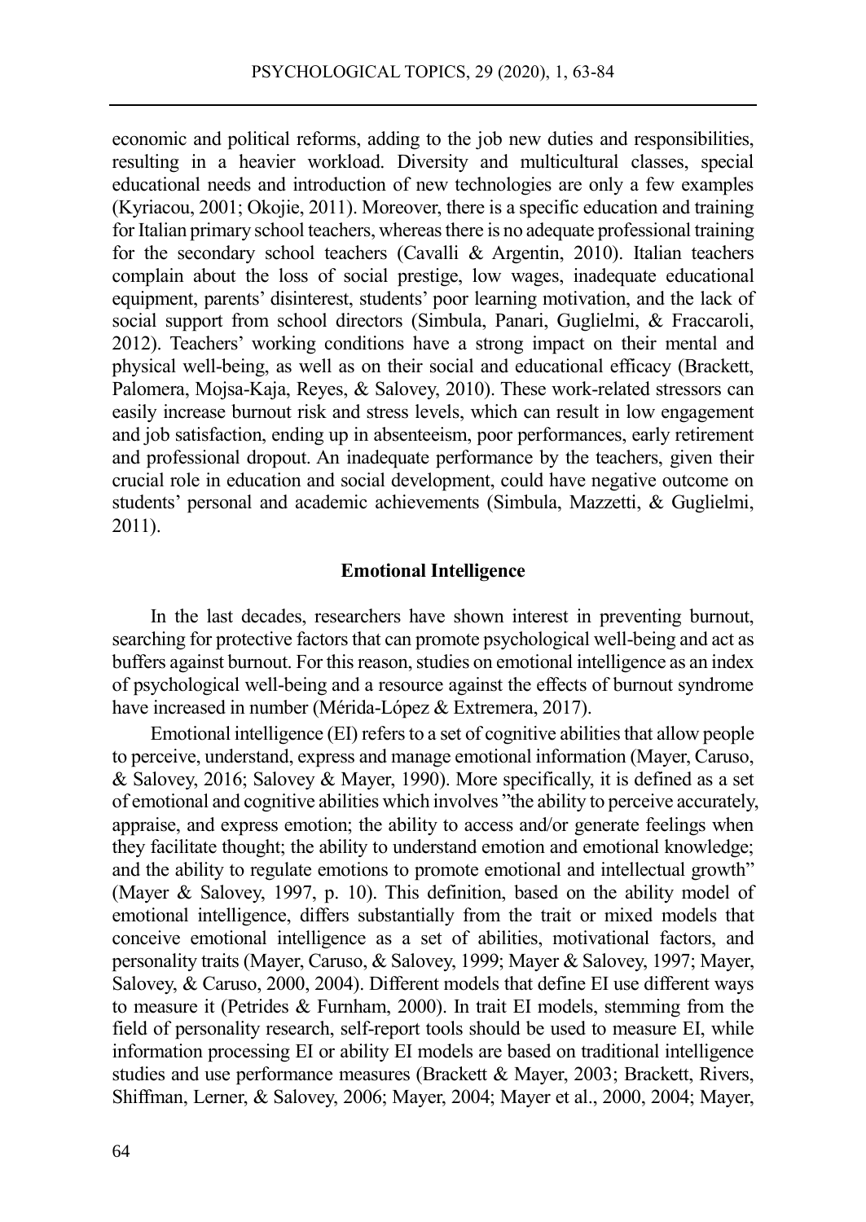economic and political reforms, adding to the job new duties and responsibilities, resulting in a heavier workload. Diversity and multicultural classes, special educational needs and introduction of new technologies are only a few examples (Kyriacou, 2001; Okojie, 2011). Moreover, there is a specific education and training for Italian primary school teachers, whereas there is no adequate professional training for the secondary school teachers (Cavalli & Argentin, 2010). Italian teachers complain about the loss of social prestige, low wages, inadequate educational equipment, parents' disinterest, students' poor learning motivation, and the lack of social support from school directors (Simbula, Panari, Guglielmi, & Fraccaroli, 2012). Teachers' working conditions have a strong impact on their mental and physical well-being, as well as on their social and educational efficacy (Brackett, Palomera, Mojsa-Kaja, Reyes, & Salovey, 2010). These work-related stressors can easily increase burnout risk and stress levels, which can result in low engagement and job satisfaction, ending up in absenteeism, poor performances, early retirement and professional dropout. An inadequate performance by the teachers, given their crucial role in education and social development, could have negative outcome on students' personal and academic achievements (Simbula, Mazzetti, & Guglielmi, 2011).

## Emotional Intelligence

In the last decades, researchers have shown interest in preventing burnout, searching for protective factors that can promote psychological well-being and act as buffers against burnout. For this reason, studies on emotional intelligence as an index of psychological well-being and a resource against the effects of burnout syndrome have increased in number (Mérida-López & Extremera, 2017).

Emotional intelligence (EI) refers to a set of cognitive abilities that allow people to perceive, understand, express and manage emotional information (Mayer, Caruso, & Salovey, 2016; Salovey & Mayer, 1990). More specifically, it is defined as a set of emotional and cognitive abilities which involves "the ability to perceive accurately, appraise, and express emotion; the ability to access and/or generate feelings when they facilitate thought; the ability to understand emotion and emotional knowledge; and the ability to regulate emotions to promote emotional and intellectual growth" (Mayer & Salovey, 1997, p. 10). This definition, based on the ability model of emotional intelligence, differs substantially from the trait or mixed models that conceive emotional intelligence as a set of abilities, motivational factors, and personality traits (Mayer, Caruso, & Salovey, 1999; Mayer & Salovey, 1997; Mayer, Salovey, & Caruso, 2000, 2004). Different models that define EI use different ways to measure it (Petrides & Furnham, 2000). In trait EI models, stemming from the field of personality research, self-report tools should be used to measure EI, while information processing EI or ability EI models are based on traditional intelligence studies and use performance measures (Brackett & Mayer, 2003; Brackett, Rivers, Shiffman, Lerner, & Salovey, 2006; Mayer, 2004; Mayer et al., 2000, 2004; Mayer,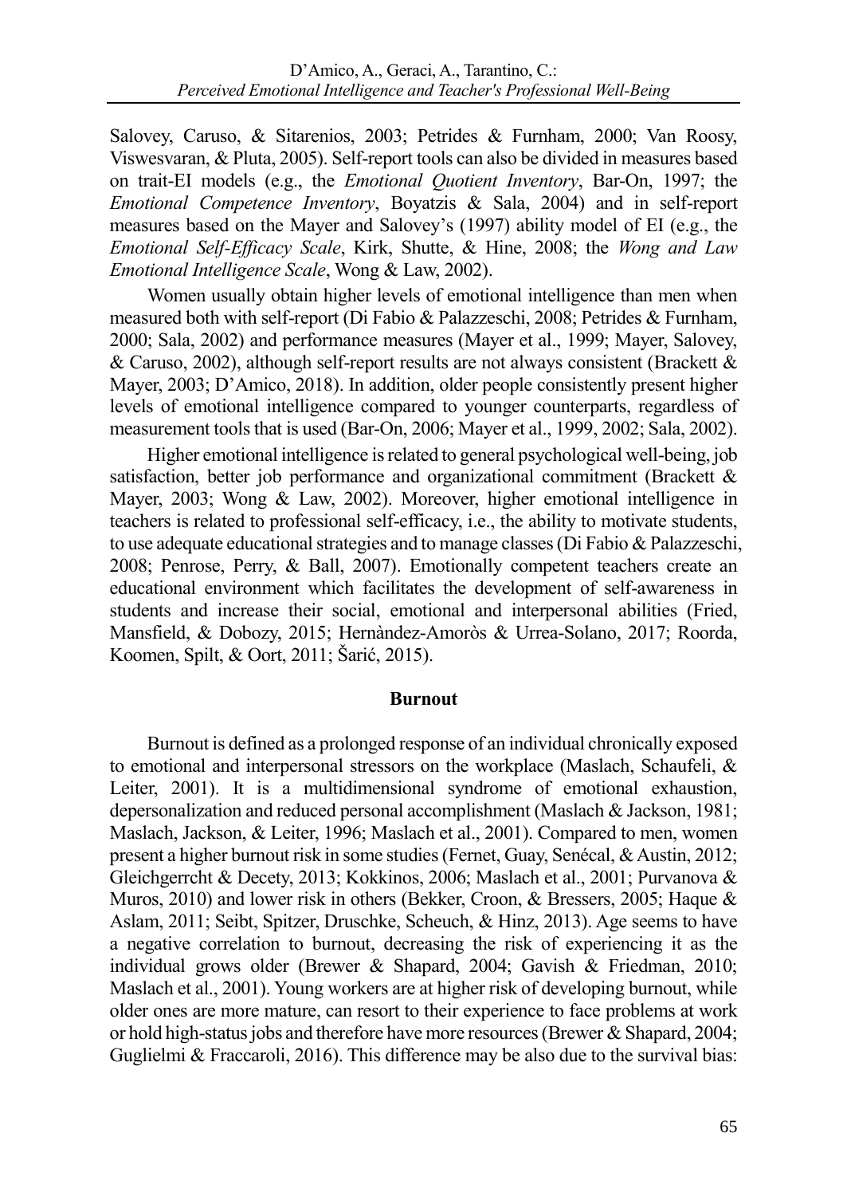Salovey, Caruso, & Sitarenios, 2003; Petrides & Furnham, 2000; Van Roosy, Viswesvaran, & Pluta, 2005). Self-report tools can also be divided in measures based on trait-EI models (e.g., the *Emotional Quotient Inventory*, Bar-On, 1997; the *Emotional Competence Inventory*, Boyatzis & Sala, 2004) and in self-report measures based on the Mayer and Salovey's (1997) ability model of EI (e.g., the *Emotional Self-Efficacy Scale*, Kirk, Shutte, & Hine, 2008; the *Wong and Law Emotional Intelligence Scale*, Wong & Law, 2002).

Women usually obtain higher levels of emotional intelligence than men when measured both with self-report (Di Fabio & Palazzeschi, 2008; Petrides & Furnham, 2000; Sala, 2002) and performance measures (Mayer et al., 1999; Mayer, Salovey, & Caruso, 2002), although self-report results are not always consistent (Brackett & Mayer, 2003; D'Amico, 2018). In addition, older people consistently present higher levels of emotional intelligence compared to younger counterparts, regardless of measurement tools that is used (Bar-On, 2006; Mayer et al., 1999, 2002; Sala, 2002).

Higher emotional intelligence is related to general psychological well-being, job satisfaction, better job performance and organizational commitment (Brackett & Mayer, 2003; Wong & Law, 2002). Moreover, higher emotional intelligence in teachers is related to professional self-efficacy, i.e., the ability to motivate students, to use adequate educational strategies and to manage classes (Di Fabio & Palazzeschi, 2008; Penrose, Perry, & Ball, 2007). Emotionally competent teachers create an educational environment which facilitates the development of self-awareness in students and increase their social, emotional and interpersonal abilities (Fried, Mansfield, & Dobozy, 2015; Hernàndez-Amoròs & Urrea-Solano, 2017; Roorda, Koomen, Spilt, & Oort, 2011; Šarić, 2015).

## Burnout

Burnout is defined as a prolonged response of an individual chronically exposed to emotional and interpersonal stressors on the workplace (Maslach, Schaufeli, & Leiter, 2001). It is a multidimensional syndrome of emotional exhaustion, depersonalization and reduced personal accomplishment (Maslach & Jackson, 1981; Maslach, Jackson, & Leiter, 1996; Maslach et al., 2001). Compared to men, women present a higher burnout risk in some studies (Fernet, Guay, Senécal, & Austin, 2012; Gleichgerrcht & Decety, 2013; Kokkinos, 2006; Maslach et al., 2001; Purvanova & Muros, 2010) and lower risk in others (Bekker, Croon, & Bressers, 2005; Haque & Aslam, 2011; Seibt, Spitzer, Druschke, Scheuch, & Hinz, 2013). Age seems to have a negative correlation to burnout, decreasing the risk of experiencing it as the individual grows older (Brewer & Shapard, 2004; Gavish & Friedman, 2010; Maslach et al., 2001). Young workers are at higher risk of developing burnout, while older ones are more mature, can resort to their experience to face problems at work or hold high-status jobs and therefore have more resources (Brewer & Shapard, 2004; Guglielmi & Fraccaroli, 2016). This difference may be also due to the survival bias: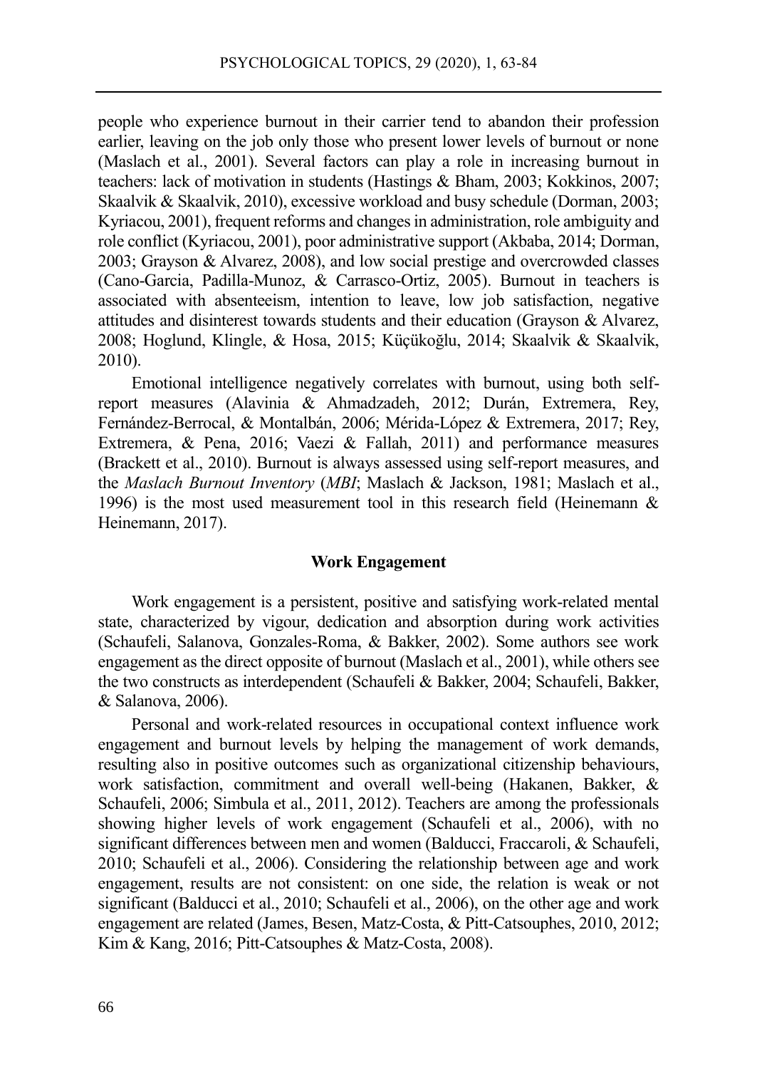people who experience burnout in their carrier tend to abandon their profession earlier, leaving on the job only those who present lower levels of burnout or none (Maslach et al., 2001). Several factors can play a role in increasing burnout in teachers: lack of motivation in students (Hastings & Bham, 2003; Kokkinos, 2007; Skaalvik & Skaalvik, 2010), excessive workload and busy schedule (Dorman, 2003; Kyriacou, 2001), frequent reforms and changes in administration, role ambiguity and role conflict (Kyriacou, 2001), poor administrative support (Akbaba, 2014; Dorman, 2003; Grayson & Alvarez, 2008), and low social prestige and overcrowded classes (Cano-Garcia, Padilla-Munoz, & Carrasco-Ortiz, 2005). Burnout in teachers is associated with absenteeism, intention to leave, low job satisfaction, negative attitudes and disinterest towards students and their education (Grayson & Alvarez, 2008; Hoglund, Klingle, & Hosa, 2015; Küçükoğlu, 2014; Skaalvik & Skaalvik, 2010).

Emotional intelligence negatively correlates with burnout, using both self-report measures (Alavinia & Ahmadzadeh, 2012; Durán, Extremera, Rey, Fernández-Berrocal, & Montalbán, 2006; Mérida-López & Extremera, 2017; Rey, Extremera, & Pena, 2016; Vaezi & Fallah, 2011) and performance measures (Brackett et al., 2010). Burnout is always assessed using self-report measures, and the *Maslach Burnout Inventory* (*MBI*; Maslach & Jackson, 1981; Maslach et al., 1996) is the most used measurement tool in this research field (Heinemann & Heinemann, 2017).

## Work Engagement

Work engagement is a persistent, positive and satisfying work-related mental state, characterized by vigour, dedication and absorption during work activities (Schaufeli, Salanova, Gonzales-Roma, & Bakker, 2002). Some authors see work engagement as the direct opposite of burnout (Maslach et al., 2001), while others see the two constructs as interdependent (Schaufeli & Bakker, 2004; Schaufeli, Bakker, & Salanova, 2006).

Personal and work-related resources in occupational context influence work engagement and burnout levels by helping the management of work demands, resulting also in positive outcomes such as organizational citizenship behaviours, work satisfaction, commitment and overall well-being (Hakanen, Bakker, & Schaufeli, 2006; Simbula et al., 2011, 2012). Teachers are among the professionals showing higher levels of work engagement (Schaufeli et al., 2006), with no significant differences between men and women (Balducci, Fraccaroli, & Schaufeli, 2010; Schaufeli et al., 2006). Considering the relationship between age and work engagement, results are not consistent: on one side, the relation is weak or not significant (Balducci et al., 2010; Schaufeli et al., 2006), on the other age and work engagement are related (James, Besen, Matz-Costa, & Pitt-Catsouphes, 2010, 2012; Kim & Kang, 2016; Pitt-Catsouphes & Matz-Costa, 2008).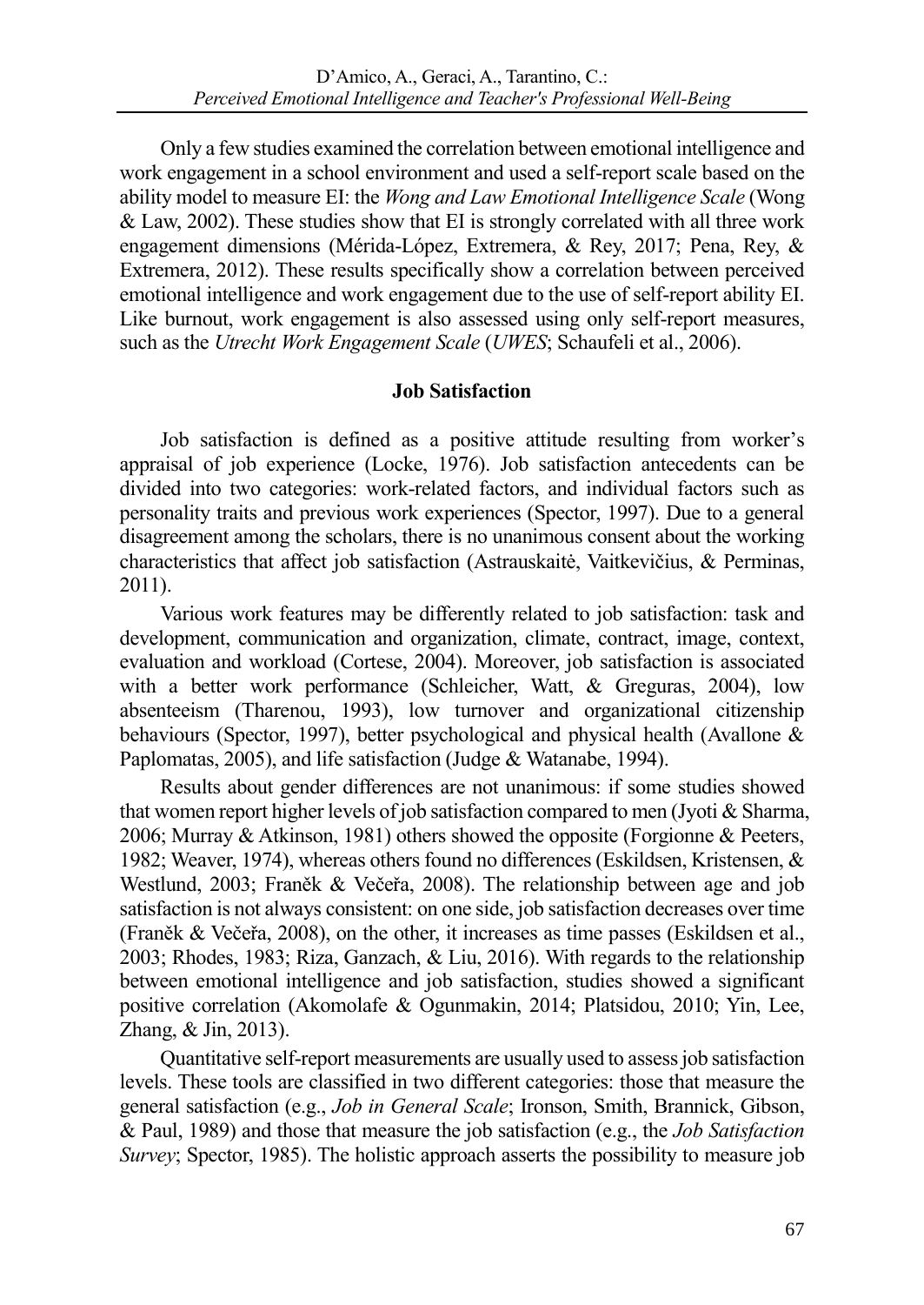Only a few studies examined the correlation between emotional intelligence and work engagement in a school environment and used a self-report scale based on the ability model to measure EI: the *Wong and Law Emotional Intelligence Scale* (Wong & Law, 2002). These studies show that EI is strongly correlated with all three work engagement dimensions (Mérida-López, Extremera, & Rey, 2017; Pena, Rey, & Extremera, 2012). These results specifically show a correlation between perceived emotional intelligence and work engagement due to the use of self-report ability EI. Like burnout, work engagement is also assessed using only self-report measures, such as the *Utrecht Work Engagement Scale* (*UWES*; Schaufeli et al., 2006).

## Job Satisfaction

Job satisfaction is defined as a positive attitude resulting from worker's appraisal of job experience (Locke, 1976). Job satisfaction antecedents can be divided into two categories: work-related factors, and individual factors such as personality traits and previous work experiences (Spector, 1997). Due to a general disagreement among the scholars, there is no unanimous consent about the working characteristics that affect job satisfaction (Astrauskaitė, Vaitkevičius, & Perminas, 2011).

Various work features may be differently related to job satisfaction: task and development, communication and organization, climate, contract, image, context, evaluation and workload (Cortese, 2004). Moreover, job satisfaction is associated with a better work performance (Schleicher, Watt, & Greguras, 2004), low absenteeism (Tharenou, 1993), low turnover and organizational citizenship behaviours (Spector, 1997), better psychological and physical health (Avallone & Paplomatas, 2005), and life satisfaction (Judge & Watanabe, 1994).

Results about gender differences are not unanimous: if some studies showed that women report higher levels of job satisfaction compared to men (Jyoti & Sharma, 2006; Murray & Atkinson, 1981) others showed the opposite (Forgionne & Peeters, 1982; Weaver, 1974), whereas others found no differences (Eskildsen, Kristensen, & Westlund, 2003; Franěk & Večeřa, 2008). The relationship between age and job satisfaction is not always consistent: on one side, job satisfaction decreases over time (Franěk & Večeřa, 2008), on the other, it increases as time passes (Eskildsen et al., 2003; Rhodes, 1983; Riza, Ganzach, & Liu, 2016). With regards to the relationship between emotional intelligence and job satisfaction, studies showed a significant positive correlation (Akomolafe & Ogunmakin, 2014; Platsidou, 2010; Yin, Lee, Zhang, & Jin, 2013).

Quantitative self-report measurements are usually used to assess job satisfaction levels. These tools are classified in two different categories: those that measure the general satisfaction (e.g., *Job in General Scale*; Ironson, Smith, Brannick, Gibson, & Paul, 1989) and those that measure the job satisfaction (e.g., the *Job Satisfaction Survey*; Spector, 1985). The holistic approach asserts the possibility to measure job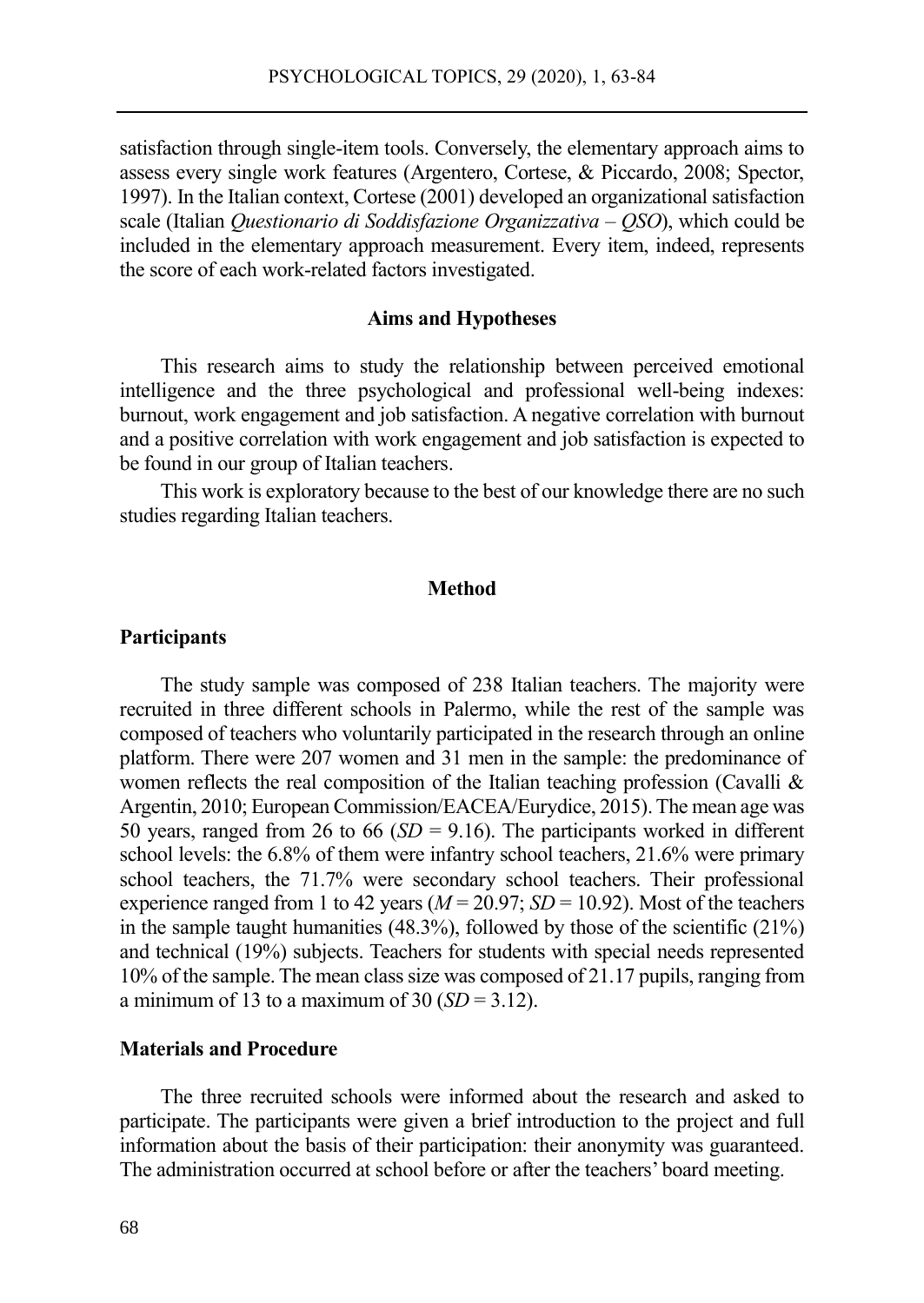satisfaction through single-item tools. Conversely, the elementary approach aims to assess every single work features (Argentero, Cortese, & Piccardo, 2008; Spector, 1997). In the Italian context, Cortese (2001) developed an organizational satisfaction scale (Italian *Questionario di Soddisfazione Organizzativa – QSO*), which could be included in the elementary approach measurement. Every item, indeed, represents the score of each work-related factors investigated.

## Aims and Hypotheses

This research aims to study the relationship between perceived emotional intelligence and the three psychological and professional well-being indexes: burnout, work engagement and job satisfaction. A negative correlation with burnout and a positive correlation with work engagement and job satisfaction is expected to be found in our group of Italian teachers.

This work is exploratory because to the best of our knowledge there are no such studies regarding Italian teachers.

## Method

### Participants

The study sample was composed of 238 Italian teachers. The majority were recruited in three different schools in Palermo, while the rest of the sample was composed of teachers who voluntarily participated in the research through an online platform. There were 207 women and 31 men in the sample: the predominance of women reflects the real composition of the Italian teaching profession (Cavalli & Argentin, 2010; European Commission/EACEA/Eurydice, 2015). The mean age was 50 years, ranged from 26 to 66 ($SD$ = 9.16). The participants worked in different school levels: the 6.8% of them were infantry school teachers, 21.6% were primary school teachers, the 71.7% were secondary school teachers. Their professional experience ranged from 1 to 42 years ($M$ = 20.97; $SD$ = 10.92). Most of the teachers in the sample taught humanities (48.3%), followed by those of the scientific (21%) and technical (19%) subjects. Teachers for students with special needs represented 10% of the sample. The mean class size was composed of 21.17 pupils, ranging from a minimum of 13 to a maximum of 30 ($SD$ = 3.12).

### Materials and Procedure

The three recruited schools were informed about the research and asked to participate. The participants were given a brief introduction to the project and full information about the basis of their participation: their anonymity was guaranteed. The administration occurred at school before or after the teachers' board meeting.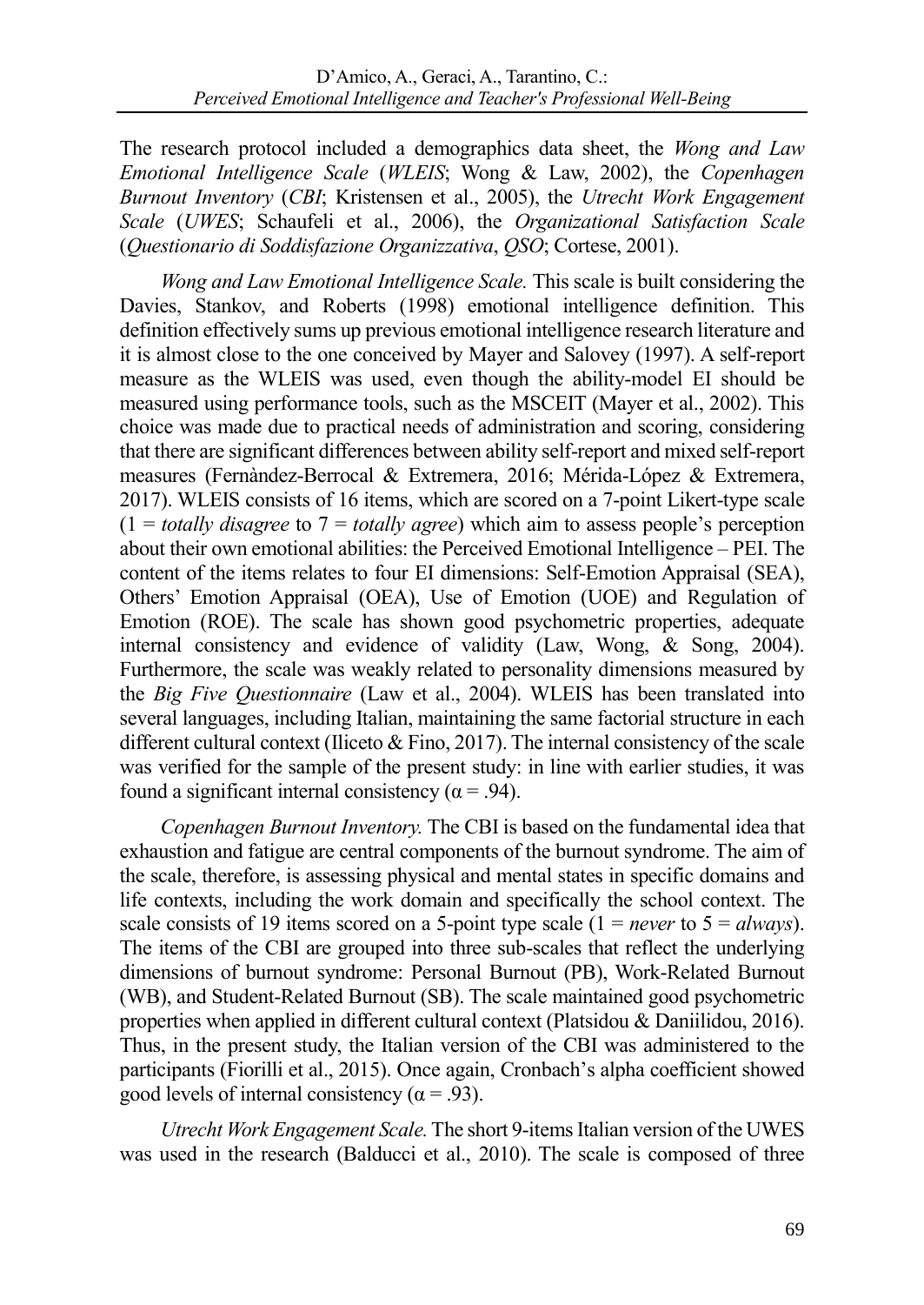The research protocol included a demographics data sheet, the *Wong and Law Emotional Intelligence Scale* (*WLEIS*; Wong & Law, 2002), the *Copenhagen Burnout Inventory* (*CBI*; Kristensen et al., 2005), the *Utrecht Work Engagement Scale* (*UWES*; Schaufeli et al., 2006), the *Organizational Satisfaction Scale* (*Questionario di Soddisfazione Organizzativa*, *QSO*; Cortese, 2001).

*Wong and Law Emotional Intelligence Scale.* This scale is built considering the Davies, Stankov, and Roberts (1998) emotional intelligence definition. This definition effectively sums up previous emotional intelligence research literature and it is almost close to the one conceived by Mayer and Salovey (1997). A self-report measure as the WLEIS was used, even though the ability-model EI should be measured using performance tools, such as the MSCEIT (Mayer et al., 2002). This choice was made due to practical needs of administration and scoring, considering that there are significant differences between ability self-report and mixed self-report measures (Fernàndez-Berrocal & Extremera, 2016; Mérida-López & Extremera, 2017). WLEIS consists of 16 items, which are scored on a 7-point Likert-type scale (1 = *totally disagree* to 7 = *totally agree*) which aim to assess people's perception about their own emotional abilities: the Perceived Emotional Intelligence – PEI. The content of the items relates to four EI dimensions: Self-Emotion Appraisal (SEA), Others' Emotion Appraisal (OEA), Use of Emotion (UOE) and Regulation of Emotion (ROE). The scale has shown good psychometric properties, adequate internal consistency and evidence of validity (Law, Wong, & Song, 2004). Furthermore, the scale was weakly related to personality dimensions measured by the *Big Five Questionnaire* (Law et al., 2004). WLEIS has been translated into several languages, including Italian, maintaining the same factorial structure in each different cultural context (Iliceto & Fino, 2017). The internal consistency of the scale was verified for the sample of the present study: in line with earlier studies, it was found a significant internal consistency ($\alpha = .94$).

*Copenhagen Burnout Inventory.* The CBI is based on the fundamental idea that exhaustion and fatigue are central components of the burnout syndrome. The aim of the scale, therefore, is assessing physical and mental states in specific domains and life contexts, including the work domain and specifically the school context. The scale consists of 19 items scored on a 5-point type scale (1 = *never* to 5 = *always*). The items of the CBI are grouped into three sub-scales that reflect the underlying dimensions of burnout syndrome: Personal Burnout (PB), Work-Related Burnout (WB), and Student-Related Burnout (SB). The scale maintained good psychometric properties when applied in different cultural context (Platsidou & Daniilidou, 2016). Thus, in the present study, the Italian version of the CBI was administered to the participants (Fiorilli et al., 2015). Once again, Cronbach's alpha coefficient showed good levels of internal consistency ($\alpha = .93$).

*Utrecht Work Engagement Scale.* The short 9-items Italian version of the UWES was used in the research (Balducci et al., 2010). The scale is composed of three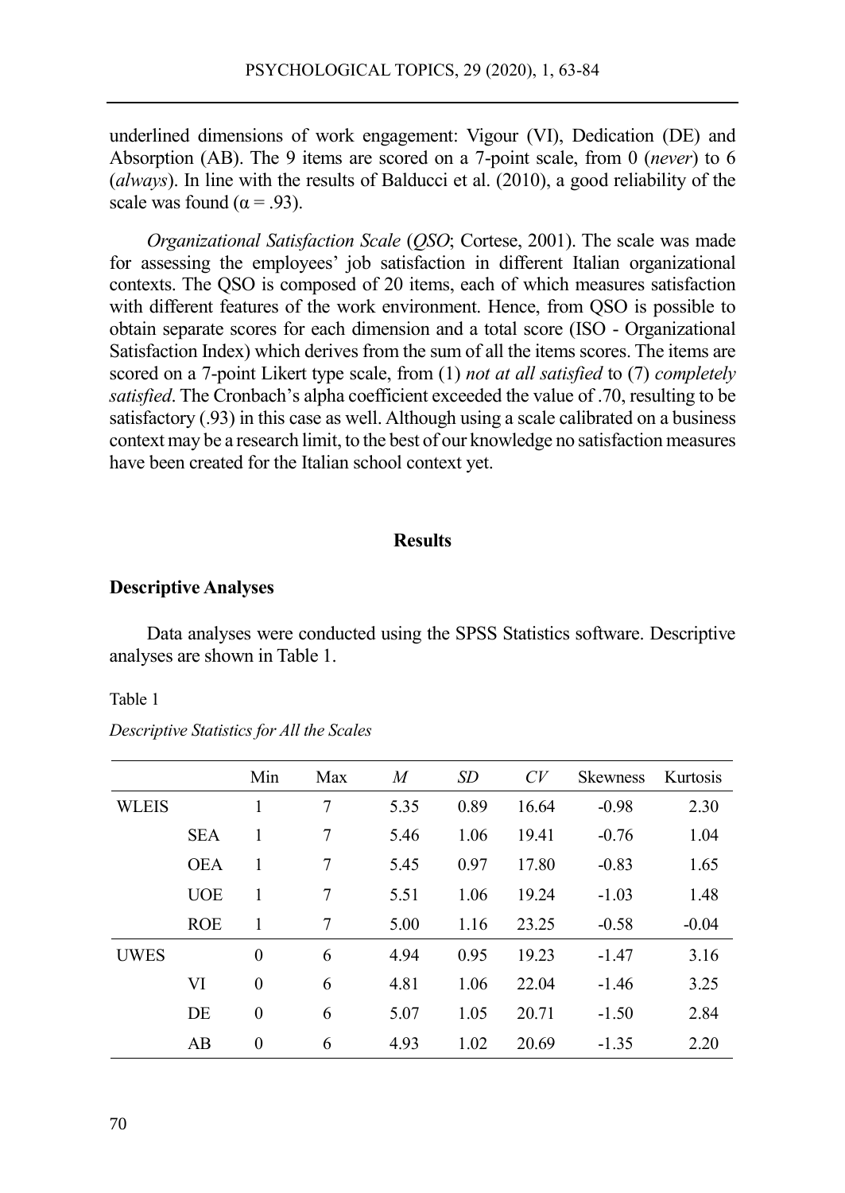underlined dimensions of work engagement: Vigour (VI), Dedication (DE) and Absorption (AB). The 9 items are scored on a 7-point scale, from 0 (*never*) to 6 (*always*). In line with the results of Balducci et al. (2010), a good reliability of the scale was found ($\alpha$ = .93).

*Organizational Satisfaction Scale* (*QSO*; Cortese, 2001). The scale was made for assessing the employees' job satisfaction in different Italian organizational contexts. The QSO is composed of 20 items, each of which measures satisfaction with different features of the work environment. Hence, from QSO is possible to obtain separate scores for each dimension and a total score (ISO - Organizational Satisfaction Index) which derives from the sum of all the items scores. The items are scored on a 7-point Likert type scale, from (1) *not at all satisfied* to (7) *completely satisfied*. The Cronbach's alpha coefficient exceeded the value of .70, resulting to be satisfactory (.93) in this case as well. Although using a scale calibrated on a business context may be a research limit, to the best of our knowledge no satisfaction measures have been created for the Italian school context yet.

## Results

### Descriptive Analyses

Data analyses were conducted using the SPSS Statistics software. Descriptive analyses are shown in Table 1.

Table 1

*Descriptive Statistics for All the Scales*

| | | Min | Max | *M* | *SD* | *CV* | Skewness | Kurtosis |
|---|---|---|---|---|---|---|---|---|
| WLEIS | | 1 | 7 | 5.35 | 0.89 | 16.64 | -0.98 | 2.30 |
| | SEA | 1 | 7 | 5.46 | 1.06 | 19.41 | -0.76 | 1.04 |
| | OEA | 1 | 7 | 5.45 | 0.97 | 17.80 | -0.83 | 1.65 |
| | UOE | 1 | 7 | 5.51 | 1.06 | 19.24 | -1.03 | 1.48 |
| | ROE | 1 | 7 | 5.00 | 1.16 | 23.25 | -0.58 | -0.04 |
| UWES | | 0 | 6 | 4.94 | 0.95 | 19.23 | -1.47 | 3.16 |
| | VI | 0 | 6 | 4.81 | 1.06 | 22.04 | -1.46 | 3.25 |
| | DE | 0 | 6 | 5.07 | 1.05 | 20.71 | -1.50 | 2.84 |
| | AB | 0 | 6 | 4.93 | 1.02 | 20.69 | -1.35 | 2.20 |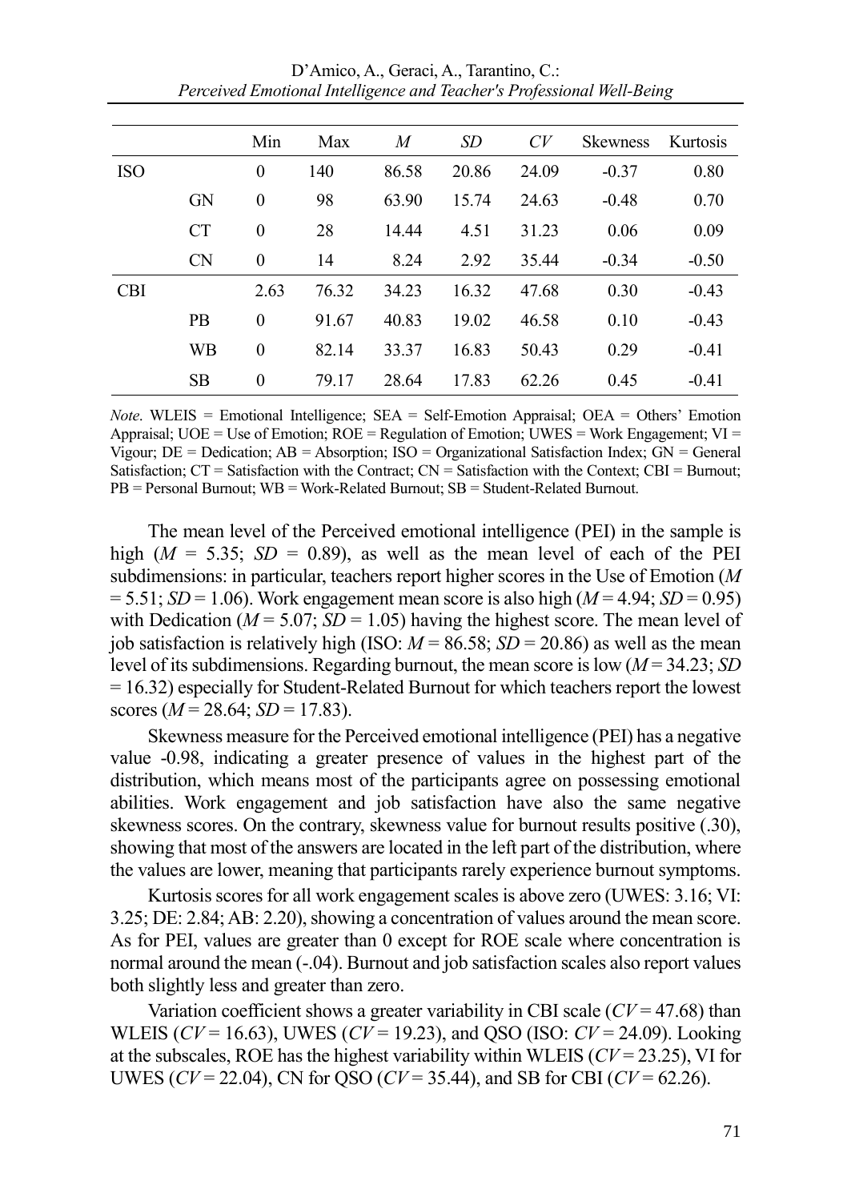| | | Min | Max | *M* | *SD* | *CV* | Skewness | Kurtosis |
|---|---|---|---|---|---|---|---|---|
| ISO | | 0 | 140 | 86.58 | 20.86 | 24.09 | -0.37 | 0.80 |
| | GN | 0 | 98 | 63.90 | 15.74 | 24.63 | -0.48 | 0.70 |
| | CT | 0 | 28 | 14.44 | 4.51 | 31.23 | 0.06 | 0.09 |
| | CN | 0 | 14 | 8.24 | 2.92 | 35.44 | -0.34 | -0.50 |
| CBI | | 2.63 | 76.32 | 34.23 | 16.32 | 47.68 | 0.30 | -0.43 |
| | PB | 0 | 91.67 | 40.83 | 19.02 | 46.58 | 0.10 | -0.43 |
| | WB | 0 | 82.14 | 33.37 | 16.83 | 50.43 | 0.29 | -0.41 |
| | SB | 0 | 79.17 | 28.64 | 17.83 | 62.26 | 0.45 | -0.41 |

*Note*. WLEIS = Emotional Intelligence; SEA = Self-Emotion Appraisal; OEA = Others' Emotion Appraisal; UOE = Use of Emotion; ROE = Regulation of Emotion; UWES = Work Engagement; VI = Vigour; DE = Dedication; AB = Absorption; ISO = Organizational Satisfaction Index; GN = General Satisfaction; CT = Satisfaction with the Contract; CN = Satisfaction with the Context; CBI = Burnout; PB = Personal Burnout; WB = Work-Related Burnout; SB = Student-Related Burnout.

The mean level of the Perceived emotional intelligence (PEI) in the sample is high ($M$ = 5.35; $SD$ = 0.89), as well as the mean level of each of the PEI subdimensions: in particular, teachers report higher scores in the Use of Emotion ($M$ = 5.51; $SD$ = 1.06). Work engagement mean score is also high ($M$ = 4.94; $SD$ = 0.95) with Dedication ($M$ = 5.07; $SD$ = 1.05) having the highest score. The mean level of job satisfaction is relatively high (ISO: $M$ = 86.58; $SD$ = 20.86) as well as the mean level of its subdimensions. Regarding burnout, the mean score is low ($M$ = 34.23; $SD$ = 16.32) especially for Student-Related Burnout for which teachers report the lowest scores ($M$ = 28.64; $SD$ = 17.83).

Skewness measure for the Perceived emotional intelligence (PEI) has a negative value -0.98, indicating a greater presence of values in the highest part of the distribution, which means most of the participants agree on possessing emotional abilities. Work engagement and job satisfaction have also the same negative skewness scores. On the contrary, skewness value for burnout results positive (.30), showing that most of the answers are located in the left part of the distribution, where the values are lower, meaning that participants rarely experience burnout symptoms.

Kurtosis scores for all work engagement scales is above zero (UWES: 3.16; VI: 3.25; DE: 2.84; AB: 2.20), showing a concentration of values around the mean score. As for PEI, values are greater than 0 except for ROE scale where concentration is normal around the mean (-.04). Burnout and job satisfaction scales also report values both slightly less and greater than zero.

Variation coefficient shows a greater variability in CBI scale ($CV$ = 47.68) than WLEIS ($CV$ = 16.63), UWES ($CV$ = 19.23), and QSO (ISO: $CV$ = 24.09). Looking at the subscales, ROE has the highest variability within WLEIS ($CV$ = 23.25), VI for UWES ($CV$ = 22.04), CN for QSO ($CV$ = 35.44), and SB for CBI ($CV$ = 62.26).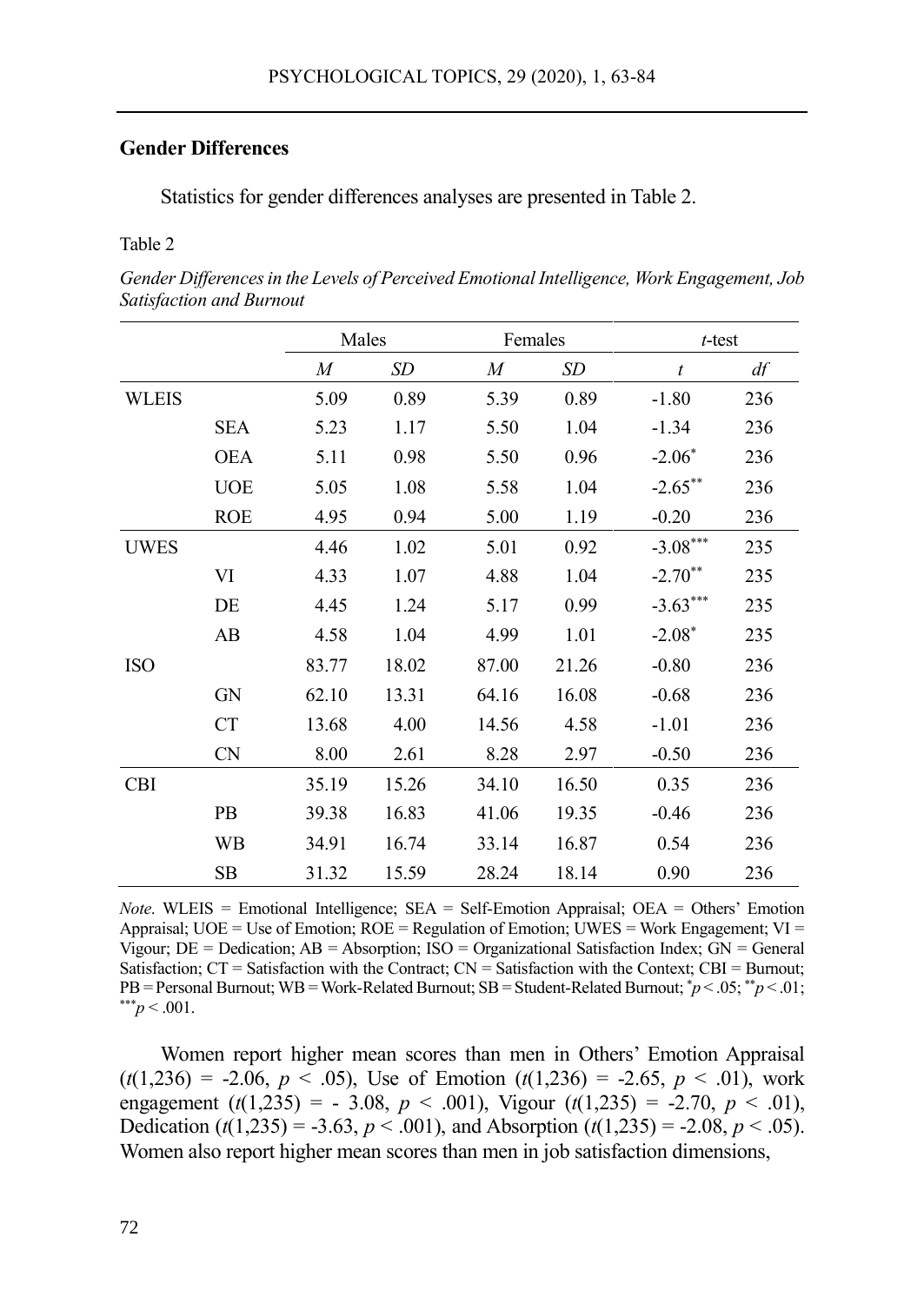## Gender Differences

Statistics for gender differences analyses are presented in Table 2.

Table 2

*Gender Differences in the Levels of Perceived Emotional Intelligence, Work Engagement, Job Satisfaction and Burnout*

| | | Males | | Females | | *t*-test | |
|---|---|---|---|---|---|---|---|
| | | *M* | *SD* | *M* | *SD* | *t* | *df* |
| WLEIS | | 5.09 | 0.89 | 5.39 | 0.89 | -1.80 | 236 |
| | SEA | 5.23 | 1.17 | 5.50 | 1.04 | -1.34 | 236 |
| | OEA | 5.11 | 0.98 | 5.50 | 0.96 | -2.06* | 236 |
| | UOE | 5.05 | 1.08 | 5.58 | 1.04 | -2.65** | 236 |
| | ROE | 4.95 | 0.94 | 5.00 | 1.19 | -0.20 | 236 |
| UWES | | 4.46 | 1.02 | 5.01 | 0.92 | -3.08*** | 235 |
| | VI | 4.33 | 1.07 | 4.88 | 1.04 | -2.70** | 235 |
| | DE | 4.45 | 1.24 | 5.17 | 0.99 | -3.63*** | 235 |
| | AB | 4.58 | 1.04 | 4.99 | 1.01 | -2.08* | 235 |
| ISO | | 83.77 | 18.02 | 87.00 | 21.26 | -0.80 | 236 |
| | GN | 62.10 | 13.31 | 64.16 | 16.08 | -0.68 | 236 |
| | CT | 13.68 | 4.00 | 14.56 | 4.58 | -1.01 | 236 |
| | CN | 8.00 | 2.61 | 8.28 | 2.97 | -0.50 | 236 |
| CBI | | 35.19 | 15.26 | 34.10 | 16.50 | 0.35 | 236 |
| | PB | 39.38 | 16.83 | 41.06 | 19.35 | -0.46 | 236 |
| | WB | 34.91 | 16.74 | 33.14 | 16.87 | 0.54 | 236 |
| | SB | 31.32 | 15.59 | 28.24 | 18.14 | 0.90 | 236 |

*Note*. WLEIS = Emotional Intelligence; SEA = Self-Emotion Appraisal; OEA = Others' Emotion Appraisal; UOE = Use of Emotion; ROE = Regulation of Emotion; UWES = Work Engagement; VI = Vigour; DE = Dedication; AB = Absorption; ISO = Organizational Satisfaction Index; GN = General Satisfaction; CT = Satisfaction with the Contract; CN = Satisfaction with the Context; CBI = Burnout; PB = Personal Burnout; WB = Work-Related Burnout; SB = Student-Related Burnout; *$p < .05$; **$p < .01$; ***$p < .001$.

Women report higher mean scores than men in Others' Emotion Appraisal ($t(1,236) = -2.06$, $p < .05$), Use of Emotion ($t(1,236) = -2.65$, $p < .01$), work engagement ($t(1,235) = -3.08$, $p < .001$), Vigour ($t(1,235) = -2.70$, $p < .01$), Dedication ($t(1,235) = -3.63$, $p < .001$), and Absorption ($t(1,235) = -2.08$, $p < .05$). Women also report higher mean scores than men in job satisfaction dimensions,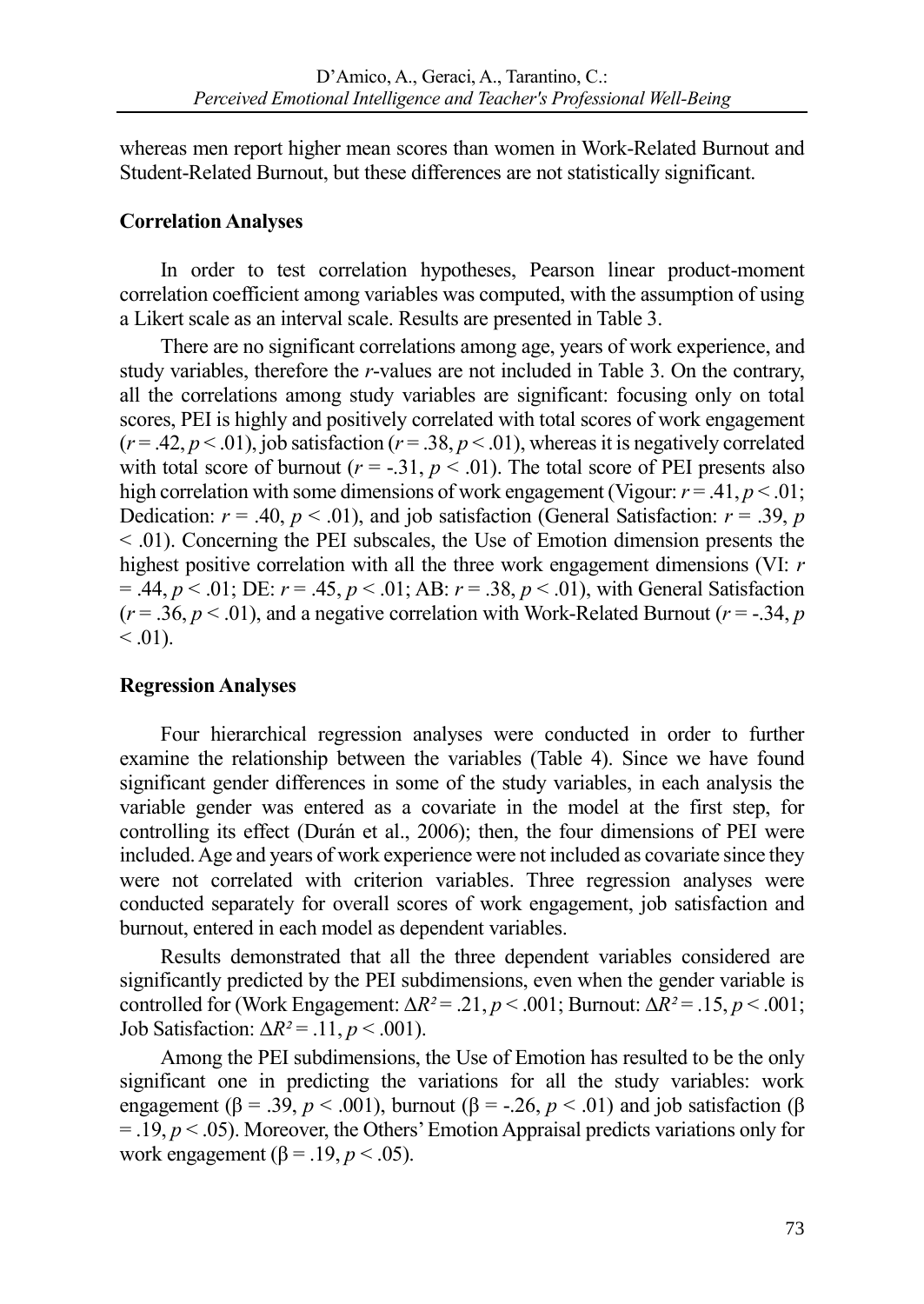whereas men report higher mean scores than women in Work-Related Burnout and Student-Related Burnout, but these differences are not statistically significant.

### Correlation Analyses

In order to test correlation hypotheses, Pearson linear product-moment correlation coefficient among variables was computed, with the assumption of using a Likert scale as an interval scale. Results are presented in Table 3.

There are no significant correlations among age, years of work experience, and study variables, therefore the *r*-values are not included in Table 3. On the contrary, all the correlations among study variables are significant: focusing only on total scores, PEI is highly and positively correlated with total scores of work engagement ($r = .42$, $p < .01$), job satisfaction ($r = .38$, $p < .01$), whereas it is negatively correlated with total score of burnout ($r = -.31$, $p < .01$). The total score of PEI presents also high correlation with some dimensions of work engagement (Vigour: $r = .41$, $p < .01$; Dedication: $r = .40$, $p < .01$), and job satisfaction (General Satisfaction: $r = .39$, $p < .01$). Concerning the PEI subscales, the Use of Emotion dimension presents the highest positive correlation with all the three work engagement dimensions (VI: $r = .44$, $p < .01$; DE: $r = .45$, $p < .01$; AB: $r = .38$, $p < .01$), with General Satisfaction ($r = .36$, $p < .01$), and a negative correlation with Work-Related Burnout ($r = -.34$, $p < .01$).

### Regression Analyses

Four hierarchical regression analyses were conducted in order to further examine the relationship between the variables (Table 4). Since we have found significant gender differences in some of the study variables, in each analysis the variable gender was entered as a covariate in the model at the first step, for controlling its effect (Durán et al., 2006); then, the four dimensions of PEI were included. Age and years of work experience were not included as covariate since they were not correlated with criterion variables. Three regression analyses were conducted separately for overall scores of work engagement, job satisfaction and burnout, entered in each model as dependent variables.

Results demonstrated that all the three dependent variables considered are significantly predicted by the PEI subdimensions, even when the gender variable is controlled for (Work Engagement: $\Delta R^2 = .21$, $p < .001$; Burnout: $\Delta R^2 = .15$, $p < .001$; Job Satisfaction: $\Delta R^2 = .11$, $p < .001$).

Among the PEI subdimensions, the Use of Emotion has resulted to be the only significant one in predicting the variations for all the study variables: work engagement ($\beta = .39$, $p < .001$), burnout ($\beta = -.26$, $p < .01$) and job satisfaction ($\beta = .19$, $p < .05$). Moreover, the Others' Emotion Appraisal predicts variations only for work engagement ($\beta = .19$, $p < .05$).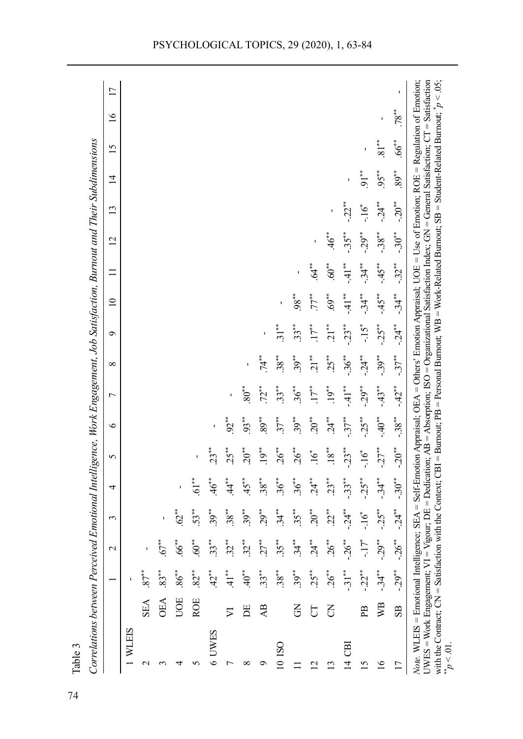Table 3

*Correlations between Perceived Emotional Intelligence, Work Engagement, Job Satisfaction, Burnout and Their Subdimensions*

| | | 1 | 2 | 3 | 4 | 5 | 6 | 7 | 8 | 9 | 10 | 11 | 12 | 13 | 14 | 15 | 16 | 17 |
|---|---|---|---|---|---|---|---|---|---|---|---|---|---|---|---|---|---|---|
| 1 WLEIS | | - | | | | | | | | | | | | | | | | |
| 2 | SEA | .87$^{**}$ | - | | | | | | | | | | | | | | | |
| 3 | OEA | .83$^{**}$ | .67$^{**}$ | - | | | | | | | | | | | | | | |
| 4 | UOE | .86$^{**}$ | .66$^{**}$ | .62$^{**}$ | - | | | | | | | | | | | | | |
| 5 | ROE | .82$^{**}$ | .60$^{**}$ | .53$^{**}$ | .61$^{**}$ | - | | | | | | | | | | | | |
| 6 UWES | | .42$^{**}$ | .33$^{**}$ | .39$^{**}$ | .46$^{**}$ | .23$^{**}$ | - | | | | | | | | | | | |
| 7 | VI | .41$^{**}$ | .32$^{**}$ | .38$^{**}$ | .44$^{**}$ | .25$^{**}$ | .92$^{**}$ | - | | | | | | | | | | |
| 8 | DE | .40$^{**}$ | .32$^{**}$ | .39$^{**}$ | .45$^{**}$ | .20$^{**}$ | .93$^{**}$ | .80$^{**}$ | - | | | | | | | | | |
| 9 | AB | .33$^{**}$ | .27$^{**}$ | .29$^{**}$ | .38$^{**}$ | .19$^{**}$ | .89$^{**}$ | .72$^{**}$ | .74$^{**}$ | - | | | | | | | | |
| 10 ISO | | .38$^{**}$ | .35$^{**}$ | .34$^{**}$ | .36$^{**}$ | .26$^{**}$ | .37$^{**}$ | .33$^{**}$ | .38$^{**}$ | .31$^{**}$ | - | | | | | | | |
| 11 | GN | .39$^{**}$ | .34$^{**}$ | .35$^{**}$ | .36$^{**}$ | .26$^{**}$ | .39$^{**}$ | .36$^{**}$ | .39$^{**}$ | .33$^{**}$ | .98$^{**}$ | - | | | | | | |
| 12 | CT | .25$^{**}$ | .24$^{**}$ | .20$^{**}$ | .24$^{**}$ | .16$^{*}$ | .20$^{**}$ | .17$^{**}$ | .21$^{**}$ | .17$^{**}$ | .77$^{**}$ | .64$^{**}$ | - | | | | | |
| 13 | CN | .26$^{**}$ | .26$^{**}$ | .22$^{**}$ | .23$^{**}$ | .18$^{**}$ | .24$^{**}$ | .19$^{**}$ | .25$^{**}$ | .21$^{**}$ | .69$^{**}$ | .60$^{**}$ | .46$^{**}$ | - | | | | |
| 14 CBI | | -.31$^{**}$ | -.26$^{**}$ | -.24$^{**}$ | -.33$^{**}$ | -.23$^{**}$ | -.37$^{**}$ | -.41$^{**}$ | -.36$^{**}$ | -.23$^{**}$ | -.41$^{**}$ | -.41$^{**}$ | -.35$^{**}$ | -.22$^{**}$ | - | | | |
| 15 | PB | -.22$^{**}$ | -.17$^{*}$ | -.16$^{*}$ | -.25$^{**}$ | -.16$^{*}$ | -.25$^{**}$ | -.29$^{**}$ | -.24$^{**}$ | -.15$^{*}$ | -.34$^{**}$ | -.34$^{**}$ | -.29$^{**}$ | -.16$^{*}$ | .91$^{**}$ | - | | |
| 16 | WB | -.34$^{**}$ | -.29$^{**}$ | -.25$^{**}$ | -.34$^{**}$ | -.27$^{**}$ | -.40$^{**}$ | -.43$^{**}$ | -.39$^{**}$ | -.25$^{**}$ | -.45$^{**}$ | -.45$^{**}$ | -.38$^{**}$ | -.24$^{**}$ | .95$^{**}$ | .81$^{**}$ | - | |
| 17 | SB | -.29$^{**}$ | -.26$^{**}$ | -.24$^{**}$ | -.30$^{**}$ | -.20$^{**}$ | -.38$^{**}$ | -.42$^{**}$ | -.37$^{**}$ | -.24$^{**}$ | -.34$^{**}$ | -.32$^{**}$ | -.30$^{**}$ | -.20$^{**}$ | .89$^{**}$ | .66$^{**}$ | .78$^{**}$ | - |

*Note.* WLEIS = Emotional Intelligence; SEA = Self-Emotion Appraisal; OEA = Others' Emotion Appraisal; UOE = Use of Emotion; ROE = Regulation of Emotion; UWES = Work Engagement; VI = Vigour; DE = Dedication; AB = Absorption; ISO = Organizational Satisfaction Index; GN = General Satisfaction; CT = Satisfaction with the Contract; CN = Satisfaction with the Context; CBI = Burnout; PB = Personal Burnout; WB = Work-Related Burnout; SB = Student-Related Burnout; $^{*}p < .05$; $^{**}p < .01$.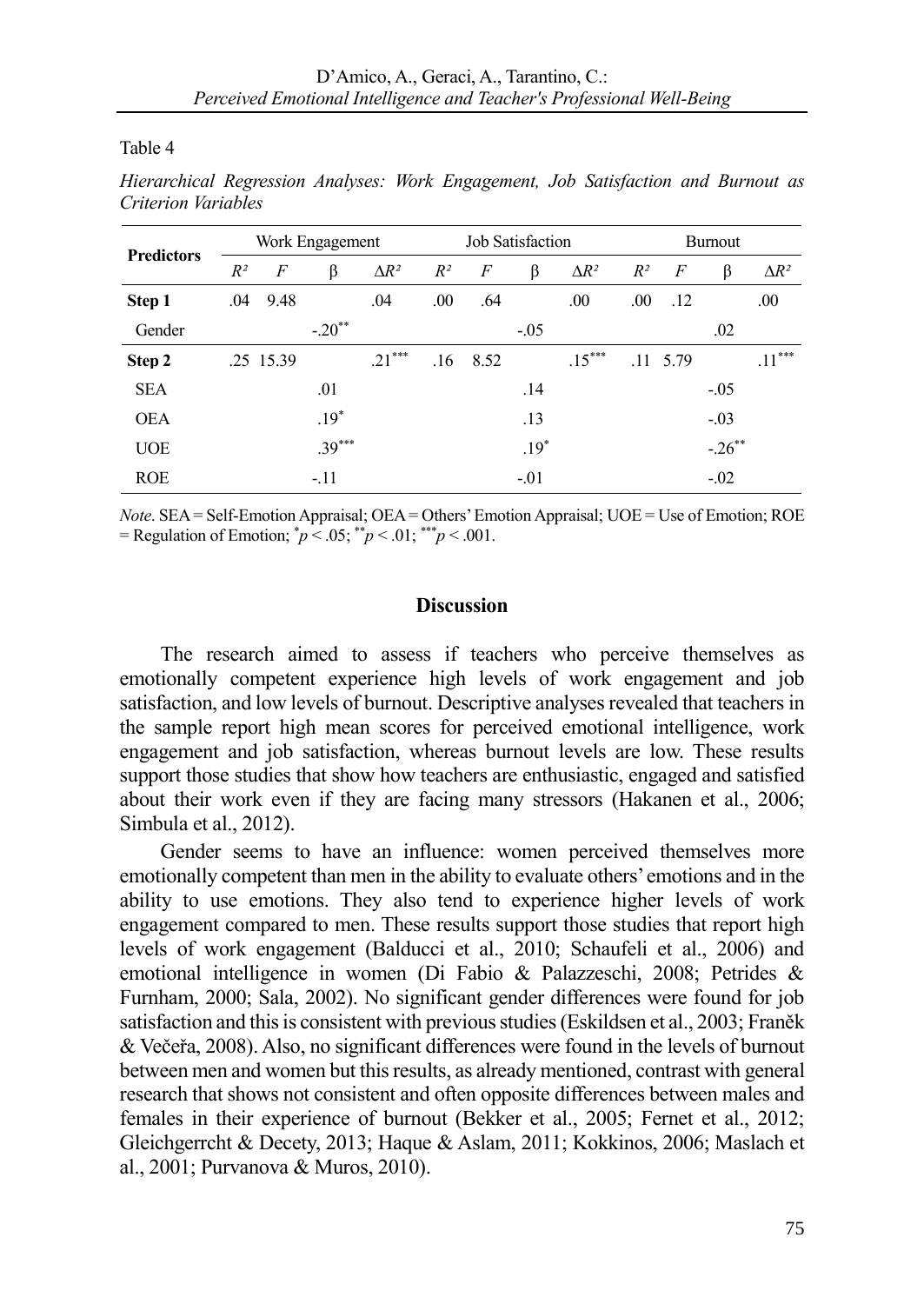Table 4

*Hierarchical Regression Analyses: Work Engagement, Job Satisfaction and Burnout as Criterion Variables*

| Predictors | Work Engagement | | | | Job Satisfaction | | | | Burnout | | | |
|---|---|---|---|---|---|---|---|---|---|---|---|---|
| | $R^2$ | $F$ | β | $\Delta R^2$ | $R^2$ | $F$ | β | $\Delta R^2$ | $R^2$ | $F$ | β | $\Delta R^2$ |
| **Step 1** | .04 | 9.48 | | .04 | .00 | .64 | | .00 | .00 | .12 | | .00 |
| Gender | | | $-.20^{**}$ | | | | -.05 | | | | .02 | |
| **Step 2** | .25 | 15.39 | | $.21^{***}$ | .16 | 8.52 | | $.15^{***}$ | .11 | 5.79 | | $.11^{***}$ |
| SEA | | | .01 | | | | .14 | | | | -.05 | |
| OEA | | | $.19^{*}$ | | | | .13 | | | | -.03 | |
| UOE | | | $.39^{***}$ | | | | $.19^{*}$ | | | | $-.26^{**}$ | |
| ROE | | | -.11 | | | | -.01 | | | | -.02 | |

*Note*. SEA = Self-Emotion Appraisal; OEA = Others' Emotion Appraisal; UOE = Use of Emotion; ROE = Regulation of Emotion; $^{*}p < .05$; $^{**}p < .01$; $^{***}p < .001$.

## Discussion

The research aimed to assess if teachers who perceive themselves as emotionally competent experience high levels of work engagement and job satisfaction, and low levels of burnout. Descriptive analyses revealed that teachers in the sample report high mean scores for perceived emotional intelligence, work engagement and job satisfaction, whereas burnout levels are low. These results support those studies that show how teachers are enthusiastic, engaged and satisfied about their work even if they are facing many stressors (Hakanen et al., 2006; Simbula et al., 2012).

Gender seems to have an influence: women perceived themselves more emotionally competent than men in the ability to evaluate others' emotions and in the ability to use emotions. They also tend to experience higher levels of work engagement compared to men. These results support those studies that report high levels of work engagement (Balducci et al., 2010; Schaufeli et al., 2006) and emotional intelligence in women (Di Fabio & Palazzeschi, 2008; Petrides & Furnham, 2000; Sala, 2002). No significant gender differences were found for job satisfaction and this is consistent with previous studies (Eskildsen et al., 2003; Franěk & Večeřa, 2008). Also, no significant differences were found in the levels of burnout between men and women but this results, as already mentioned, contrast with general research that shows not consistent and often opposite differences between males and females in their experience of burnout (Bekker et al., 2005; Fernet et al., 2012; Gleichgerrcht & Decety, 2013; Haque & Aslam, 2011; Kokkinos, 2006; Maslach et al., 2001; Purvanova & Muros, 2010).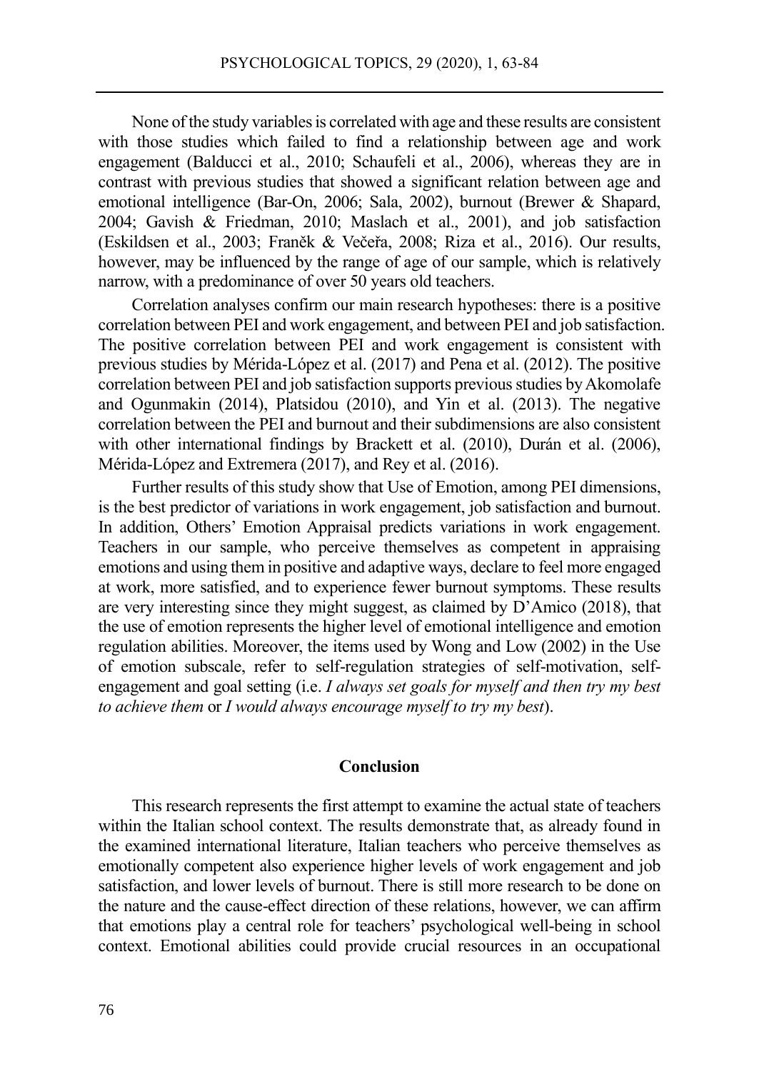None of the study variables is correlated with age and these results are consistent with those studies which failed to find a relationship between age and work engagement (Balducci et al., 2010; Schaufeli et al., 2006), whereas they are in contrast with previous studies that showed a significant relation between age and emotional intelligence (Bar-On, 2006; Sala, 2002), burnout (Brewer & Shapard, 2004; Gavish & Friedman, 2010; Maslach et al., 2001), and job satisfaction (Eskildsen et al., 2003; Franěk & Večeřa, 2008; Riza et al., 2016). Our results, however, may be influenced by the range of age of our sample, which is relatively narrow, with a predominance of over 50 years old teachers.

Correlation analyses confirm our main research hypotheses: there is a positive correlation between PEI and work engagement, and between PEI and job satisfaction. The positive correlation between PEI and work engagement is consistent with previous studies by Mérida-López et al. (2017) and Pena et al. (2012). The positive correlation between PEI and job satisfaction supports previous studies by Akomolafe and Ogunmakin (2014), Platsidou (2010), and Yin et al. (2013). The negative correlation between the PEI and burnout and their subdimensions are also consistent with other international findings by Brackett et al. (2010), Durán et al. (2006), Mérida-López and Extremera (2017), and Rey et al. (2016).

Further results of this study show that Use of Emotion, among PEI dimensions, is the best predictor of variations in work engagement, job satisfaction and burnout. In addition, Others' Emotion Appraisal predicts variations in work engagement. Teachers in our sample, who perceive themselves as competent in appraising emotions and using them in positive and adaptive ways, declare to feel more engaged at work, more satisfied, and to experience fewer burnout symptoms. These results are very interesting since they might suggest, as claimed by D'Amico (2018), that the use of emotion represents the higher level of emotional intelligence and emotion regulation abilities. Moreover, the items used by Wong and Low (2002) in the Use of emotion subscale, refer to self-regulation strategies of self-motivation, self-engagement and goal setting (i.e. *I always set goals for myself and then try my best to achieve them* or *I would always encourage myself to try my best*).

## Conclusion

This research represents the first attempt to examine the actual state of teachers within the Italian school context. The results demonstrate that, as already found in the examined international literature, Italian teachers who perceive themselves as emotionally competent also experience higher levels of work engagement and job satisfaction, and lower levels of burnout. There is still more research to be done on the nature and the cause-effect direction of these relations, however, we can affirm that emotions play a central role for teachers' psychological well-being in school context. Emotional abilities could provide crucial resources in an occupational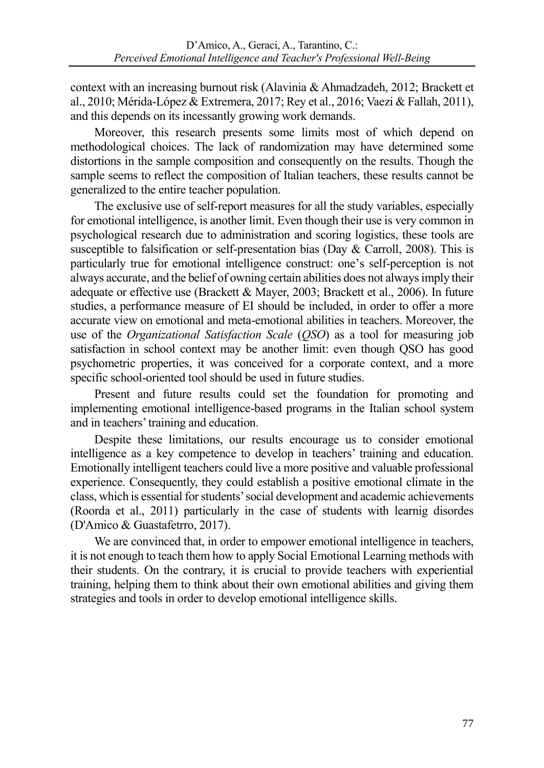context with an increasing burnout risk (Alavinia & Ahmadzadeh, 2012; Brackett et al., 2010; Mérida-López & Extremera, 2017; Rey et al., 2016; Vaezi & Fallah, 2011), and this depends on its incessantly growing work demands.

Moreover, this research presents some limits most of which depend on methodological choices. The lack of randomization may have determined some distortions in the sample composition and consequently on the results. Though the sample seems to reflect the composition of Italian teachers, these results cannot be generalized to the entire teacher population.

The exclusive use of self-report measures for all the study variables, especially for emotional intelligence, is another limit. Even though their use is very common in psychological research due to administration and scoring logistics, these tools are susceptible to falsification or self-presentation bias (Day & Carroll, 2008). This is particularly true for emotional intelligence construct: one's self-perception is not always accurate, and the belief of owning certain abilities does not always imply their adequate or effective use (Brackett & Mayer, 2003; Brackett et al., 2006). In future studies, a performance measure of EI should be included, in order to offer a more accurate view on emotional and meta-emotional abilities in teachers. Moreover, the use of the *Organizational Satisfaction Scale* (*QSO*) as a tool for measuring job satisfaction in school context may be another limit: even though QSO has good psychometric properties, it was conceived for a corporate context, and a more specific school-oriented tool should be used in future studies.

Present and future results could set the foundation for promoting and implementing emotional intelligence-based programs in the Italian school system and in teachers' training and education.

Despite these limitations, our results encourage us to consider emotional intelligence as a key competence to develop in teachers' training and education. Emotionally intelligent teachers could live a more positive and valuable professional experience. Consequently, they could establish a positive emotional climate in the class, which is essential for students' social development and academic achievements (Roorda et al., 2011) particularly in the case of students with learnig disordes (D'Amico & Guastafetrro, 2017).

We are convinced that, in order to empower emotional intelligence in teachers, it is not enough to teach them how to apply Social Emotional Learning methods with their students. On the contrary, it is crucial to provide teachers with experiential training, helping them to think about their own emotional abilities and giving them strategies and tools in order to develop emotional intelligence skills.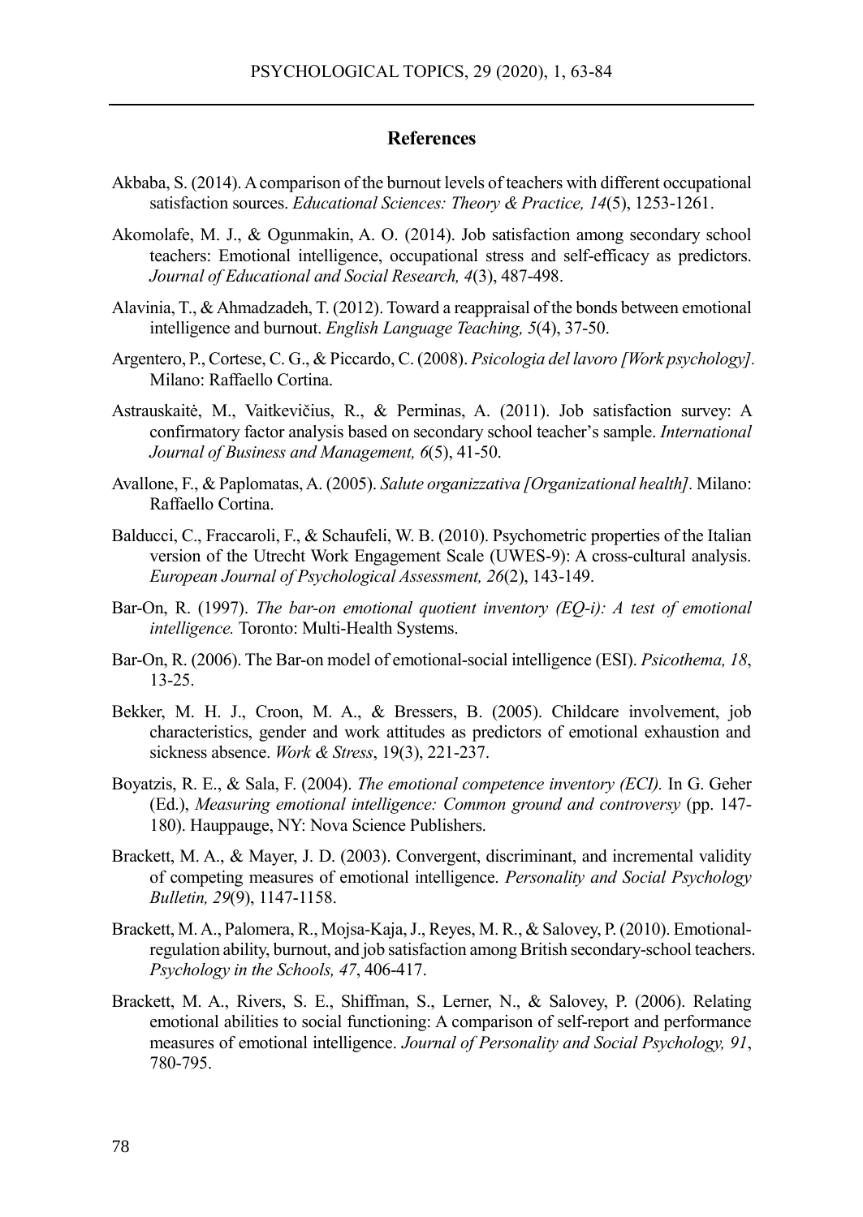## References

Akbaba, S. (2014). A comparison of the burnout levels of teachers with different occupational satisfaction sources. *Educational Sciences: Theory & Practice, 14*(5), 1253-1261.

Akomolafe, M. J., & Ogunmakin, A. O. (2014). Job satisfaction among secondary school teachers: Emotional intelligence, occupational stress and self-efficacy as predictors. *Journal of Educational and Social Research, 4*(3), 487-498.

Alavinia, T., & Ahmadzadeh, T. (2012). Toward a reappraisal of the bonds between emotional intelligence and burnout. *English Language Teaching, 5*(4), 37-50.

Argentero, P., Cortese, C. G., & Piccardo, C. (2008). *Psicologia del lavoro [Work psychology]*. Milano: Raffaello Cortina.

Astrauskaitė, M., Vaitkevičius, R., & Perminas, A. (2011). Job satisfaction survey: A confirmatory factor analysis based on secondary school teacher's sample. *International Journal of Business and Management, 6*(5), 41-50.

Avallone, F., & Paplomatas, A. (2005). *Salute organizzativa [Organizational health]*. Milano: Raffaello Cortina.

Balducci, C., Fraccaroli, F., & Schaufeli, W. B. (2010). Psychometric properties of the Italian version of the Utrecht Work Engagement Scale (UWES-9): A cross-cultural analysis. *European Journal of Psychological Assessment, 26*(2), 143-149.

Bar-On, R. (1997). *The bar-on emotional quotient inventory (EQ-i): A test of emotional intelligence.* Toronto: Multi-Health Systems.

Bar-On, R. (2006). The Bar-on model of emotional-social intelligence (ESI). *Psicothema, 18*, 13-25.

Bekker, M. H. J., Croon, M. A., & Bressers, B. (2005). Childcare involvement, job characteristics, gender and work attitudes as predictors of emotional exhaustion and sickness absence. *Work & Stress*, 19(3), 221-237.

Boyatzis, R. E., & Sala, F. (2004). *The emotional competence inventory (ECI).* In G. Geher (Ed.), *Measuring emotional intelligence: Common ground and controversy* (pp. 147-180). Hauppauge, NY: Nova Science Publishers.

Brackett, M. A., & Mayer, J. D. (2003). Convergent, discriminant, and incremental validity of competing measures of emotional intelligence. *Personality and Social Psychology Bulletin, 29*(9), 1147-1158.

Brackett, M. A., Palomera, R., Mojsa-Kaja, J., Reyes, M. R., & Salovey, P. (2010). Emotional-regulation ability, burnout, and job satisfaction among British secondary-school teachers. *Psychology in the Schools, 47*, 406-417.

Brackett, M. A., Rivers, S. E., Shiffman, S., Lerner, N., & Salovey, P. (2006). Relating emotional abilities to social functioning: A comparison of self-report and performance measures of emotional intelligence. *Journal of Personality and Social Psychology, 91*, 780-795.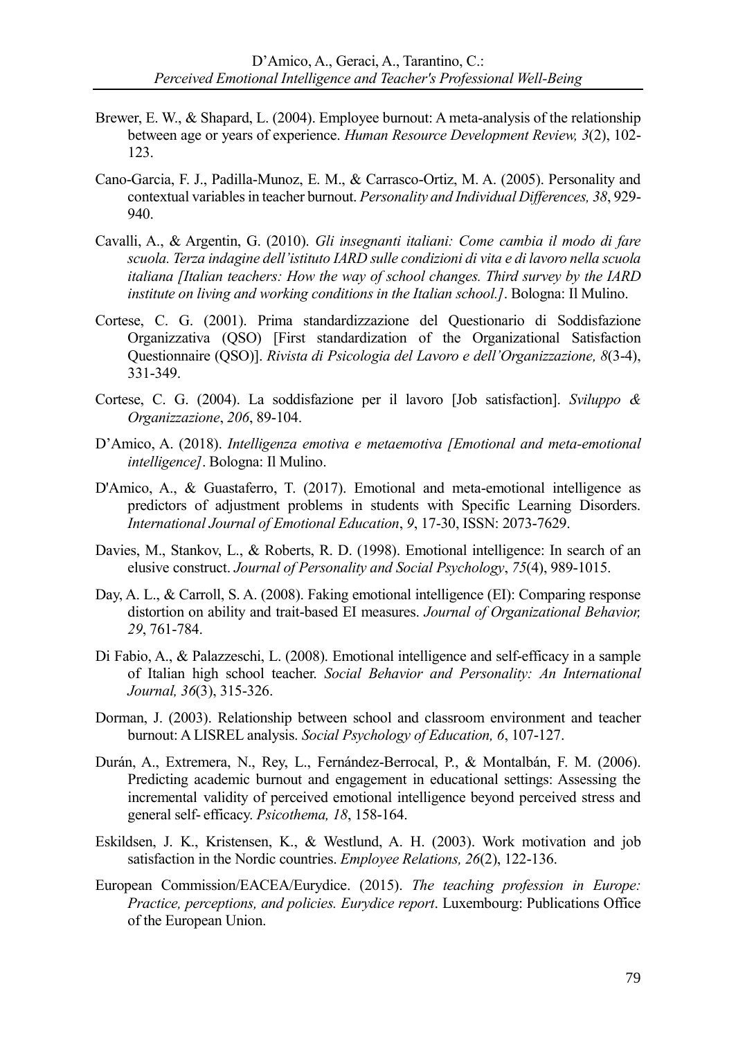Brewer, E. W., & Shapard, L. (2004). Employee burnout: A meta-analysis of the relationship between age or years of experience. *Human Resource Development Review, 3*(2), 102-123.

Cano-Garcia, F. J., Padilla-Munoz, E. M., & Carrasco-Ortiz, M. A. (2005). Personality and contextual variables in teacher burnout. *Personality and Individual Differences, 38*, 929-940.

Cavalli, A., & Argentin, G. (2010). *Gli insegnanti italiani: Come cambia il modo di fare scuola. Terza indagine dell'istituto IARD sulle condizioni di vita e di lavoro nella scuola italiana [Italian teachers: How the way of school changes. Third survey by the IARD institute on living and working conditions in the Italian school.]*. Bologna: Il Mulino.

Cortese, C. G. (2001). Prima standardizzazione del Questionario di Soddisfazione Organizzativa (QSO) [First standardization of the Organizational Satisfaction Questionnaire (QSO)]. *Rivista di Psicologia del Lavoro e dell'Organizzazione, 8*(3-4), 331-349.

Cortese, C. G. (2004). La soddisfazione per il lavoro [Job satisfaction]. *Sviluppo & Organizzazione*, *206*, 89-104.

D'Amico, A. (2018). *Intelligenza emotiva e metaemotiva [Emotional and meta-emotional intelligence]*. Bologna: Il Mulino.

D'Amico, A., & Guastaferro, T. (2017). Emotional and meta-emotional intelligence as predictors of adjustment problems in students with Specific Learning Disorders. *International Journal of Emotional Education*, *9*, 17-30, ISSN: 2073-7629.

Davies, M., Stankov, L., & Roberts, R. D. (1998). Emotional intelligence: In search of an elusive construct. *Journal of Personality and Social Psychology*, *75*(4), 989-1015.

Day, A. L., & Carroll, S. A. (2008). Faking emotional intelligence (EI): Comparing response distortion on ability and trait-based EI measures. *Journal of Organizational Behavior, 29*, 761-784.

Di Fabio, A., & Palazzeschi, L. (2008). Emotional intelligence and self-efficacy in a sample of Italian high school teacher. *Social Behavior and Personality: An International Journal, 36*(3), 315-326.

Dorman, J. (2003). Relationship between school and classroom environment and teacher burnout: A LISREL analysis. *Social Psychology of Education, 6*, 107-127.

Durán, A., Extremera, N., Rey, L., Fernández-Berrocal, P., & Montalbán, F. M. (2006). Predicting academic burnout and engagement in educational settings: Assessing the incremental validity of perceived emotional intelligence beyond perceived stress and general self- efficacy. *Psicothema, 18*, 158-164.

Eskildsen, J. K., Kristensen, K., & Westlund, A. H. (2003). Work motivation and job satisfaction in the Nordic countries. *Employee Relations, 26*(2), 122-136.

European Commission/EACEA/Eurydice. (2015). *The teaching profession in Europe: Practice, perceptions, and policies. Eurydice report*. Luxembourg: Publications Office of the European Union.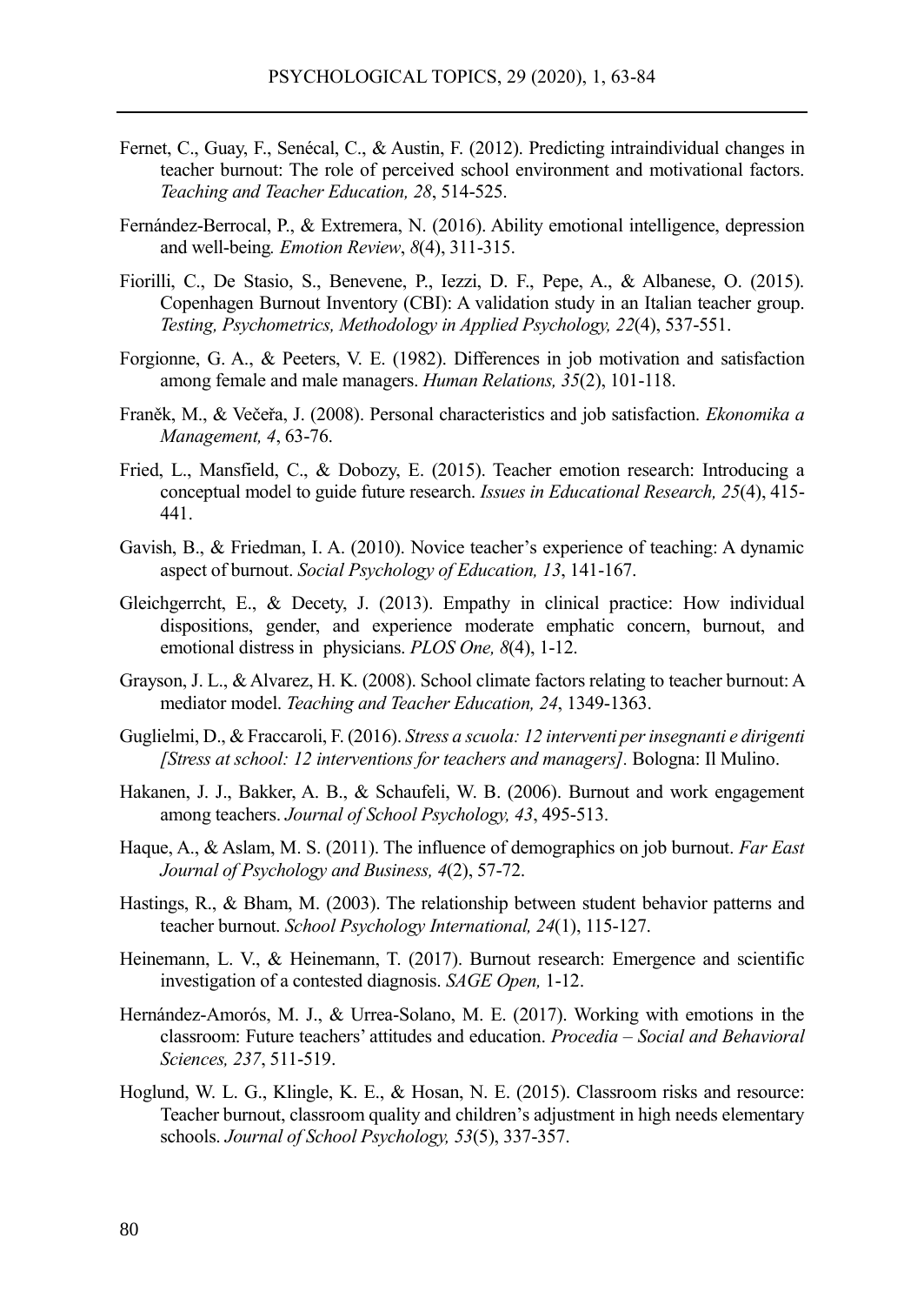Fernet, C., Guay, F., Senécal, C., & Austin, F. (2012). Predicting intraindividual changes in teacher burnout: The role of perceived school environment and motivational factors. *Teaching and Teacher Education, 28*, 514-525.

Fernández-Berrocal, P., & Extremera, N. (2016). Ability emotional intelligence, depression and well-being. *Emotion Review*, *8*(4), 311-315.

Fiorilli, C., De Stasio, S., Benevene, P., Iezzi, D. F., Pepe, A., & Albanese, O. (2015). Copenhagen Burnout Inventory (CBI): A validation study in an Italian teacher group. *Testing, Psychometrics, Methodology in Applied Psychology, 22*(4), 537-551.

Forgionne, G. A., & Peeters, V. E. (1982). Differences in job motivation and satisfaction among female and male managers. *Human Relations, 35*(2), 101-118.

Franěk, M., & Večeřa, J. (2008). Personal characteristics and job satisfaction. *Ekonomika a Management, 4*, 63-76.

Fried, L., Mansfield, C., & Dobozy, E. (2015). Teacher emotion research: Introducing a conceptual model to guide future research. *Issues in Educational Research, 25*(4), 415-441.

Gavish, B., & Friedman, I. A. (2010). Novice teacher's experience of teaching: A dynamic aspect of burnout. *Social Psychology of Education, 13*, 141-167.

Gleichgerrcht, E., & Decety, J. (2013). Empathy in clinical practice: How individual dispositions, gender, and experience moderate emphatic concern, burnout, and emotional distress in physicians. *PLOS One, 8*(4), 1-12.

Grayson, J. L., & Alvarez, H. K. (2008). School climate factors relating to teacher burnout: A mediator model. *Teaching and Teacher Education, 24*, 1349-1363.

Guglielmi, D., & Fraccaroli, F. (2016). *Stress a scuola: 12 interventi per insegnanti e dirigenti [Stress at school: 12 interventions for teachers and managers].* Bologna: Il Mulino.

Hakanen, J. J., Bakker, A. B., & Schaufeli, W. B. (2006). Burnout and work engagement among teachers. *Journal of School Psychology, 43*, 495-513.

Haque, A., & Aslam, M. S. (2011). The influence of demographics on job burnout. *Far East Journal of Psychology and Business, 4*(2), 57-72.

Hastings, R., & Bham, M. (2003). The relationship between student behavior patterns and teacher burnout. *School Psychology International, 24*(1), 115-127.

Heinemann, L. V., & Heinemann, T. (2017). Burnout research: Emergence and scientific investigation of a contested diagnosis. *SAGE Open,* 1-12.

Hernández-Amorós, M. J., & Urrea-Solano, M. E. (2017). Working with emotions in the classroom: Future teachers' attitudes and education. *Procedia – Social and Behavioral Sciences, 237*, 511-519.

Hoglund, W. L. G., Klingle, K. E., & Hosan, N. E. (2015). Classroom risks and resource: Teacher burnout, classroom quality and children's adjustment in high needs elementary schools. *Journal of School Psychology, 53*(5), 337-357.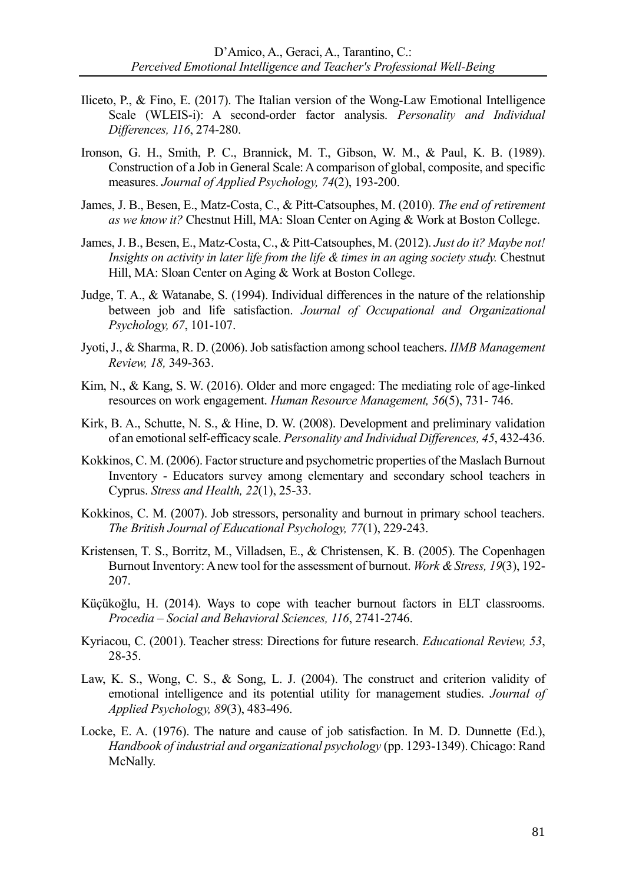Iliceto, P., & Fino, E. (2017). The Italian version of the Wong-Law Emotional Intelligence Scale (WLEIS-i): A second-order factor analysis. *Personality and Individual Differences, 116*, 274-280.

Ironson, G. H., Smith, P. C., Brannick, M. T., Gibson, W. M., & Paul, K. B. (1989). Construction of a Job in General Scale: A comparison of global, composite, and specific measures. *Journal of Applied Psychology, 74*(2), 193-200.

James, J. B., Besen, E., Matz-Costa, C., & Pitt-Catsouphes, M. (2010). *The end of retirement as we know it?* Chestnut Hill, MA: Sloan Center on Aging & Work at Boston College.

James, J. B., Besen, E., Matz-Costa, C., & Pitt-Catsouphes, M. (2012). *Just do it? Maybe not! Insights on activity in later life from the life & times in an aging society study.* Chestnut Hill, MA: Sloan Center on Aging & Work at Boston College.

Judge, T. A., & Watanabe, S. (1994). Individual differences in the nature of the relationship between job and life satisfaction. *Journal of Occupational and Organizational Psychology, 67*, 101-107.

Jyoti, J., & Sharma, R. D. (2006). Job satisfaction among school teachers. *IIMB Management Review, 18,* 349-363.

Kim, N., & Kang, S. W. (2016). Older and more engaged: The mediating role of age-linked resources on work engagement. *Human Resource Management, 56*(5), 731- 746.

Kirk, B. A., Schutte, N. S., & Hine, D. W. (2008). Development and preliminary validation of an emotional self-efficacy scale. *Personality and Individual Differences, 45*, 432-436.

Kokkinos, C. M. (2006). Factor structure and psychometric properties of the Maslach Burnout Inventory - Educators survey among elementary and secondary school teachers in Cyprus. *Stress and Health, 22*(1), 25-33.

Kokkinos, C. M. (2007). Job stressors, personality and burnout in primary school teachers. *The British Journal of Educational Psychology, 77*(1), 229-243.

Kristensen, T. S., Borritz, M., Villadsen, E., & Christensen, K. B. (2005). The Copenhagen Burnout Inventory: A new tool for the assessment of burnout. *Work & Stress, 19*(3), 192-207.

Küçükoğlu, H. (2014). Ways to cope with teacher burnout factors in ELT classrooms. *Procedia – Social and Behavioral Sciences, 116*, 2741-2746.

Kyriacou, C. (2001). Teacher stress: Directions for future research. *Educational Review, 53*, 28-35.

Law, K. S., Wong, C. S., & Song, L. J. (2004). The construct and criterion validity of emotional intelligence and its potential utility for management studies. *Journal of Applied Psychology, 89*(3), 483-496.

Locke, E. A. (1976). The nature and cause of job satisfaction. In M. D. Dunnette (Ed.), *Handbook of industrial and organizational psychology* (pp. 1293-1349). Chicago: Rand McNally.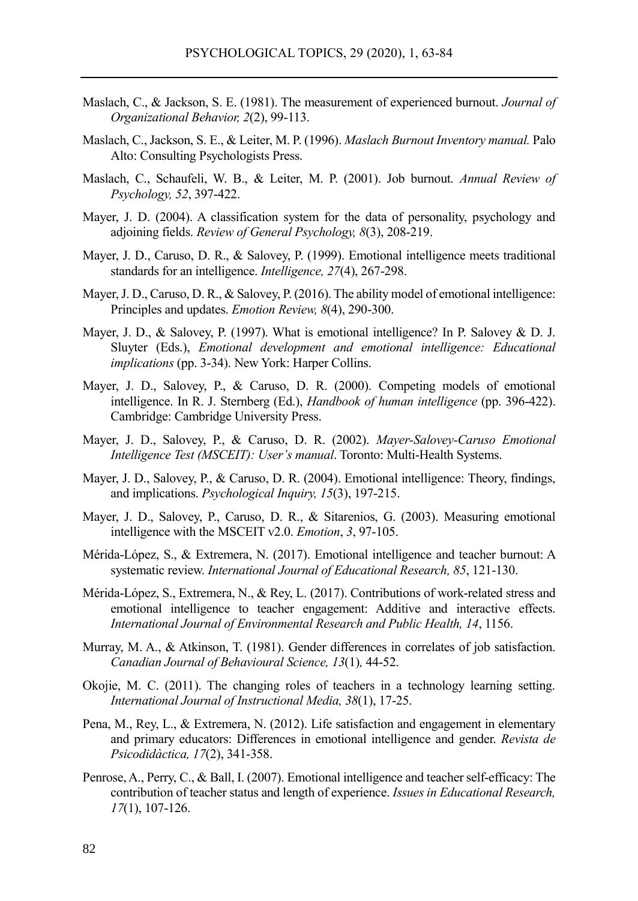Maslach, C., & Jackson, S. E. (1981). The measurement of experienced burnout. *Journal of Organizational Behavior, 2*(2), 99-113.

Maslach, C., Jackson, S. E., & Leiter, M. P. (1996). *Maslach Burnout Inventory manual.* Palo Alto: Consulting Psychologists Press.

Maslach, C., Schaufeli, W. B., & Leiter, M. P. (2001). Job burnout. *Annual Review of Psychology, 52*, 397-422.

Mayer, J. D. (2004). A classification system for the data of personality, psychology and adjoining fields. *Review of General Psychology, 8*(3), 208-219.

Mayer, J. D., Caruso, D. R., & Salovey, P. (1999). Emotional intelligence meets traditional standards for an intelligence. *Intelligence, 27*(4), 267-298.

Mayer, J. D., Caruso, D. R., & Salovey, P. (2016). The ability model of emotional intelligence: Principles and updates. *Emotion Review, 8*(4), 290-300.

Mayer, J. D., & Salovey, P. (1997). What is emotional intelligence? In P. Salovey & D. J. Sluyter (Eds.), *Emotional development and emotional intelligence: Educational implications* (pp. 3-34). New York: Harper Collins.

Mayer, J. D., Salovey, P., & Caruso, D. R. (2000). Competing models of emotional intelligence. In R. J. Sternberg (Ed.), *Handbook of human intelligence* (pp. 396-422). Cambridge: Cambridge University Press.

Mayer, J. D., Salovey, P., & Caruso, D. R. (2002). *Mayer-Salovey-Caruso Emotional Intelligence Test (MSCEIT): User's manual*. Toronto: Multi-Health Systems.

Mayer, J. D., Salovey, P., & Caruso, D. R. (2004). Emotional intelligence: Theory, findings, and implications. *Psychological Inquiry, 15*(3), 197-215.

Mayer, J. D., Salovey, P., Caruso, D. R., & Sitarenios, G. (2003). Measuring emotional intelligence with the MSCEIT v2.0. *Emotion*, *3*, 97-105.

Mérida-López, S., & Extremera, N. (2017). Emotional intelligence and teacher burnout: A systematic review. *International Journal of Educational Research, 85*, 121-130.

Mérida-López, S., Extremera, N., & Rey, L. (2017). Contributions of work-related stress and emotional intelligence to teacher engagement: Additive and interactive effects. *International Journal of Environmental Research and Public Health, 14*, 1156.

Murray, M. A., & Atkinson, T. (1981). Gender differences in correlates of job satisfaction. *Canadian Journal of Behavioural Science, 13*(1)*,* 44-52.

Okojie, M. C. (2011). The changing roles of teachers in a technology learning setting. *International Journal of Instructional Media, 38*(1), 17-25.

Pena, M., Rey, L., & Extremera, N. (2012). Life satisfaction and engagement in elementary and primary educators: Differences in emotional intelligence and gender. *Revista de Psicodidàctica, 17*(2), 341-358.

Penrose, A., Perry, C., & Ball, I. (2007). Emotional intelligence and teacher self-efficacy: The contribution of teacher status and length of experience. *Issues in Educational Research, 17*(1), 107-126.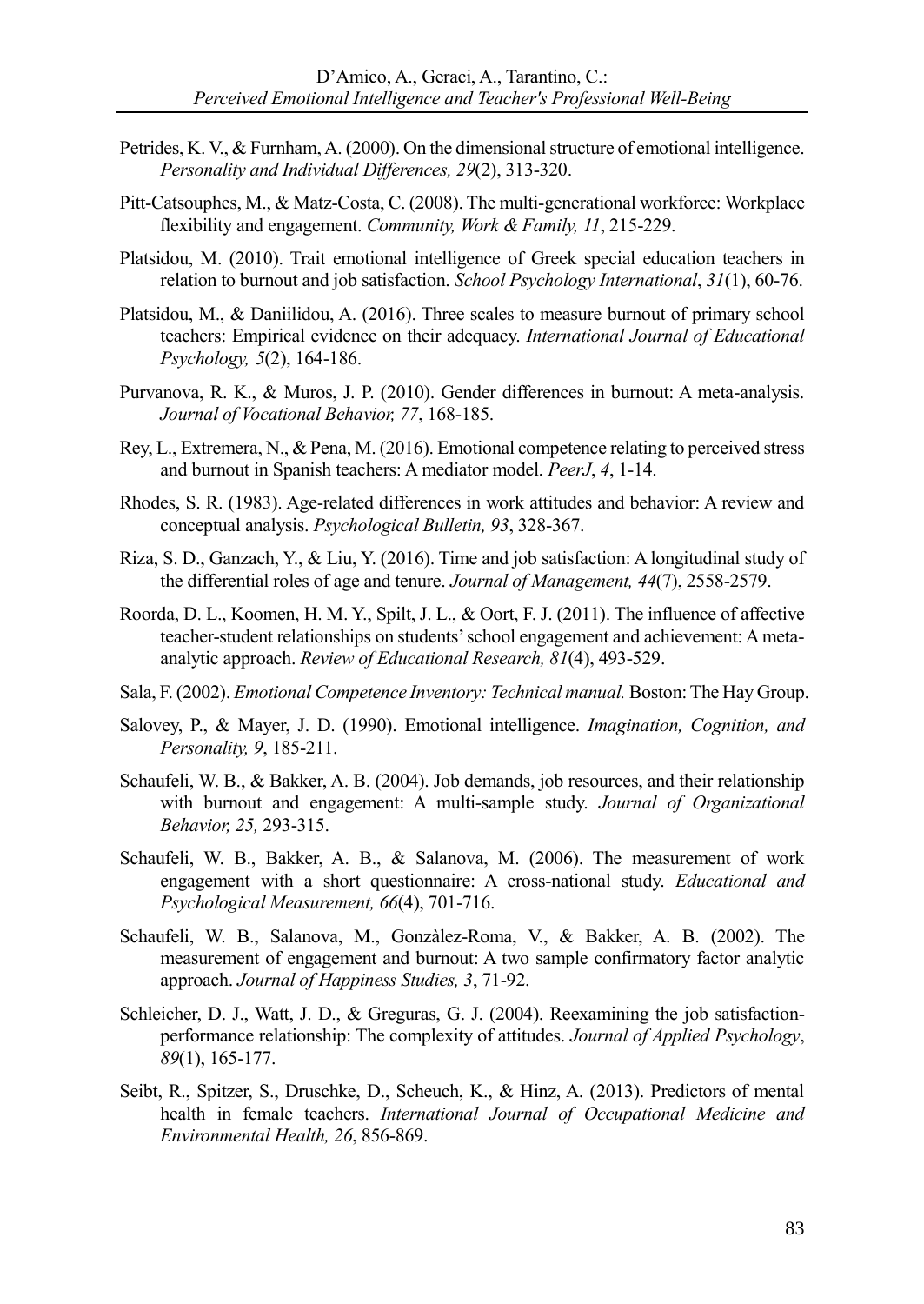Petrides, K. V., & Furnham, A. (2000). On the dimensional structure of emotional intelligence. *Personality and Individual Differences, 29*(2), 313-320.

Pitt-Catsouphes, M., & Matz-Costa, C. (2008). The multi-generational workforce: Workplace flexibility and engagement. *Community, Work & Family, 11*, 215-229.

Platsidou, M. (2010). Trait emotional intelligence of Greek special education teachers in relation to burnout and job satisfaction. *School Psychology International*, *31*(1), 60-76.

Platsidou, M., & Daniilidou, A. (2016). Three scales to measure burnout of primary school teachers: Empirical evidence on their adequacy. *International Journal of Educational Psychology, 5*(2), 164-186.

Purvanova, R. K., & Muros, J. P. (2010). Gender differences in burnout: A meta-analysis. *Journal of Vocational Behavior, 77*, 168-185.

Rey, L., Extremera, N., & Pena, M. (2016). Emotional competence relating to perceived stress and burnout in Spanish teachers: A mediator model. *PeerJ*, *4*, 1-14.

Rhodes, S. R. (1983). Age-related differences in work attitudes and behavior: A review and conceptual analysis. *Psychological Bulletin, 93*, 328-367.

Riza, S. D., Ganzach, Y., & Liu, Y. (2016). Time and job satisfaction: A longitudinal study of the differential roles of age and tenure. *Journal of Management, 44*(7), 2558-2579.

Roorda, D. L., Koomen, H. M. Y., Spilt, J. L., & Oort, F. J. (2011). The influence of affective teacher-student relationships on students' school engagement and achievement: A meta-analytic approach. *Review of Educational Research, 81*(4), 493-529.

Sala, F. (2002). *Emotional Competence Inventory: Technical manual.* Boston: The Hay Group.

Salovey, P., & Mayer, J. D. (1990). Emotional intelligence. *Imagination, Cognition, and Personality, 9*, 185-211.

Schaufeli, W. B., & Bakker, A. B. (2004). Job demands, job resources, and their relationship with burnout and engagement: A multi-sample study. *Journal of Organizational Behavior, 25,* 293-315.

Schaufeli, W. B., Bakker, A. B., & Salanova, M. (2006). The measurement of work engagement with a short questionnaire: A cross-national study. *Educational and Psychological Measurement, 66*(4), 701-716.

Schaufeli, W. B., Salanova, M., Gonzàlez-Roma, V., & Bakker, A. B. (2002). The measurement of engagement and burnout: A two sample confirmatory factor analytic approach. *Journal of Happiness Studies, 3*, 71-92.

Schleicher, D. J., Watt, J. D., & Greguras, G. J. (2004). Reexamining the job satisfaction-performance relationship: The complexity of attitudes. *Journal of Applied Psychology*, *89*(1), 165-177.

Seibt, R., Spitzer, S., Druschke, D., Scheuch, K., & Hinz, A. (2013). Predictors of mental health in female teachers. *International Journal of Occupational Medicine and Environmental Health, 26*, 856-869.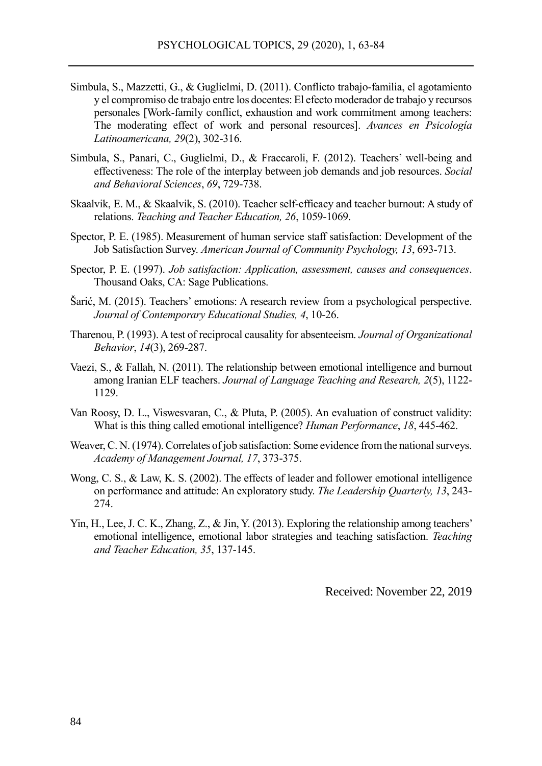Simbula, S., Mazzetti, G., & Guglielmi, D. (2011). Conflicto trabajo-familia, el agotamiento y el compromiso de trabajo entre los docentes: El efecto moderador de trabajo y recursos personales [Work-family conflict, exhaustion and work commitment among teachers: The moderating effect of work and personal resources]. *Avances en Psicología Latinoamericana, 29*(2), 302-316.

Simbula, S., Panari, C., Guglielmi, D., & Fraccaroli, F. (2012). Teachers' well-being and effectiveness: The role of the interplay between job demands and job resources. *Social and Behavioral Sciences*, *69*, 729-738.

Skaalvik, E. M., & Skaalvik, S. (2010). Teacher self-efficacy and teacher burnout: A study of relations. *Teaching and Teacher Education, 26*, 1059-1069.

Spector, P. E. (1985). Measurement of human service staff satisfaction: Development of the Job Satisfaction Survey. *American Journal of Community Psychology, 13*, 693-713.

Spector, P. E. (1997). *Job satisfaction: Application, assessment, causes and consequences*. Thousand Oaks, CA: Sage Publications.

Šarić, M. (2015). Teachers' emotions: A research review from a psychological perspective. *Journal of Contemporary Educational Studies, 4*, 10-26.

Tharenou, P. (1993). A test of reciprocal causality for absenteeism. *Journal of Organizational Behavior*, *14*(3), 269-287.

Vaezi, S., & Fallah, N. (2011). The relationship between emotional intelligence and burnout among Iranian ELF teachers. *Journal of Language Teaching and Research, 2*(5), 1122-1129.

Van Roosy, D. L., Viswesvaran, C., & Pluta, P. (2005). An evaluation of construct validity: What is this thing called emotional intelligence? *Human Performance*, *18*, 445-462.

Weaver, C. N. (1974). Correlates of job satisfaction: Some evidence from the national surveys. *Academy of Management Journal, 17*, 373-375.

Wong, C. S., & Law, K. S. (2002). The effects of leader and follower emotional intelligence on performance and attitude: An exploratory study. *The Leadership Quarterly, 13*, 243-274.

Yin, H., Lee, J. C. K., Zhang, Z., & Jin, Y. (2013). Exploring the relationship among teachers' emotional intelligence, emotional labor strategies and teaching satisfaction. *Teaching and Teacher Education, 35*, 137-145.

Received: November 22, 2019